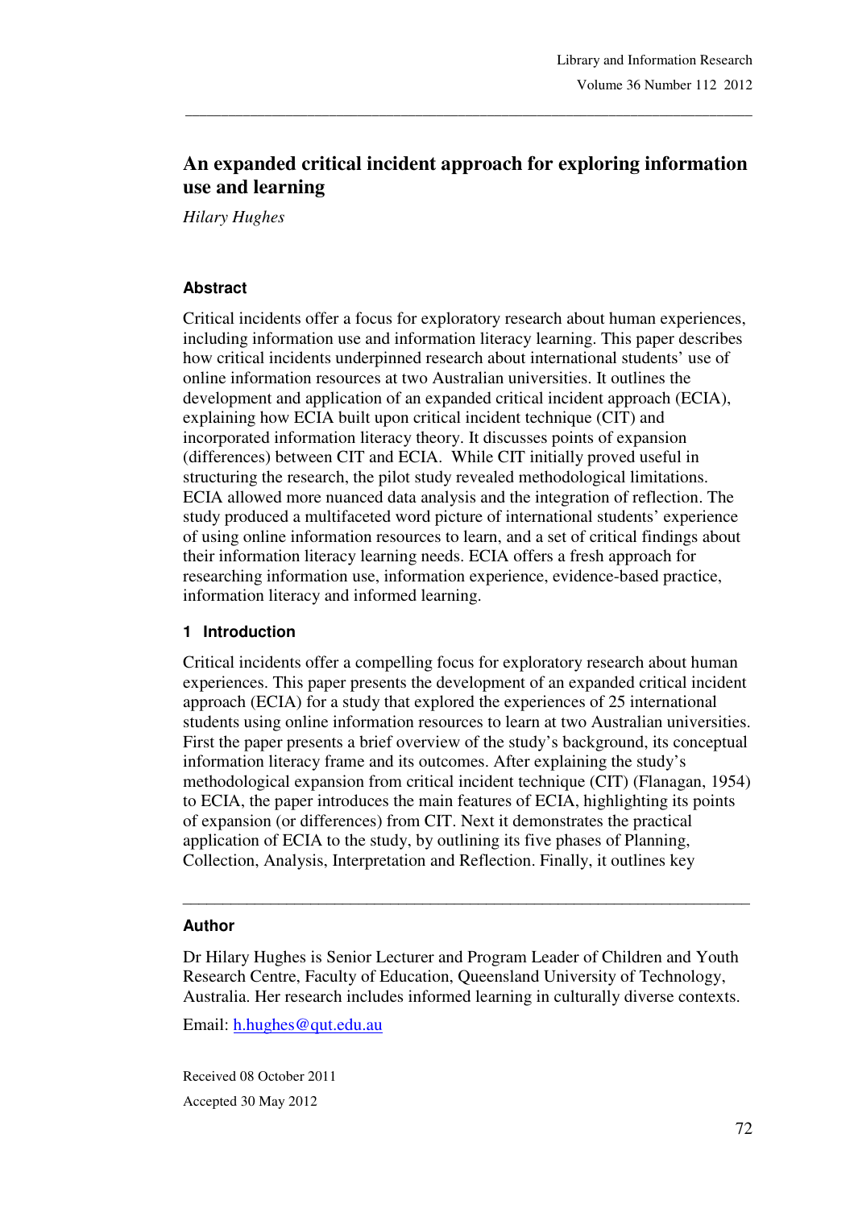# An expanded critical incident approach for exploring information use and learning

*Hilary Hughes*

## Abstract

Critical incidents offer a focus for exploratory research about human experiences, including information use and information literacy learning. This paper describes how critical incidents underpinned research about international students' use of online information resources at two Australian universities. It outlines the development and application of an expanded critical incident approach (ECIA), explaining how ECIA built upon critical incident technique (CIT) and incorporated information literacy theory. It discusses points of expansion (differences) between CIT and ECIA. While CIT initially proved useful in structuring the research, the pilot study revealed methodological limitations. ECIA allowed more nuanced data analysis and the integration of reflection. The study produced a multifaceted word picture of international students' experience of using online information resources to learn, and a set of critical findings about their information literacy learning needs. ECIA offers a fresh approach for researching information use, information experience, evidence-based practice, information literacy and informed learning.

## 1 Introduction

Critical incidents offer a compelling focus for exploratory research about human experiences. This paper presents the development of an expanded critical incident approach (ECIA) for a study that explored the experiences of 25 international students using online information resources to learn at two Australian universities. First the paper presents a brief overview of the study's background, its conceptual information literacy frame and its outcomes. After explaining the study's methodological expansion from critical incident technique (CIT) (Flanagan, 1954) to ECIA, the paper introduces the main features of ECIA, highlighting its points of expansion (or differences) from CIT. Next it demonstrates the practical application of ECIA to the study, by outlining its five phases of Planning, Collection, Analysis, Interpretation and Reflection. Finally, it outlines key

---

### Author

Dr Hilary Hughes is Senior Lecturer and Program Leader of Children and Youth Research Centre, Faculty of Education, Queensland University of Technology, Australia. Her research includes informed learning in culturally diverse contexts.

Email: h.hughes@qut.edu.au

Received 08 October 2011

Accepted 30 May 2012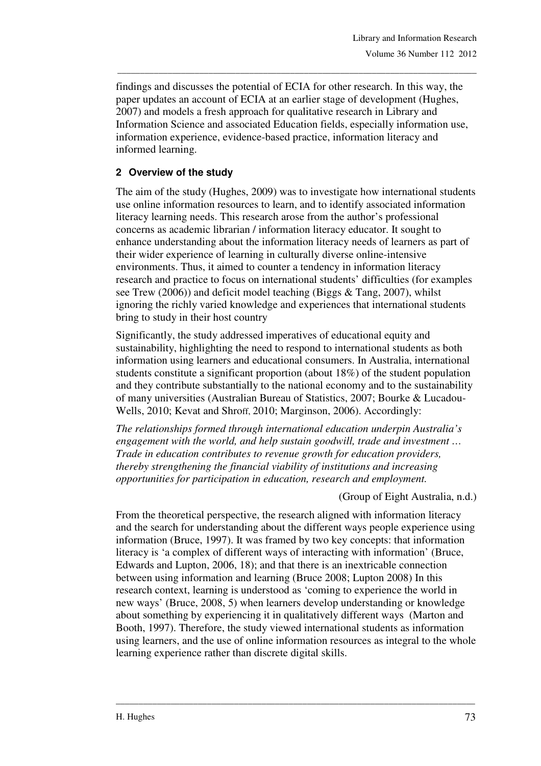findings and discusses the potential of ECIA for other research. In this way, the paper updates an account of ECIA at an earlier stage of development (Hughes, 2007) and models a fresh approach for qualitative research in Library and Information Science and associated Education fields, especially information use, information experience, evidence-based practice, information literacy and informed learning.

## 2 Overview of the study

The aim of the study (Hughes, 2009) was to investigate how international students use online information resources to learn, and to identify associated information literacy learning needs. This research arose from the author's professional concerns as academic librarian / information literacy educator. It sought to enhance understanding about the information literacy needs of learners as part of their wider experience of learning in culturally diverse online-intensive environments. Thus, it aimed to counter a tendency in information literacy research and practice to focus on international students' difficulties (for examples see Trew (2006)) and deficit model teaching (Biggs & Tang, 2007), whilst ignoring the richly varied knowledge and experiences that international students bring to study in their host country

Significantly, the study addressed imperatives of educational equity and sustainability, highlighting the need to respond to international students as both information using learners and educational consumers. In Australia, international students constitute a significant proportion (about 18%) of the student population and they contribute substantially to the national economy and to the sustainability of many universities (Australian Bureau of Statistics, 2007; Bourke & Lucadou-Wells, 2010; Kevat and Shroff, 2010; Marginson, 2006). Accordingly:

*The relationships formed through international education underpin Australia's engagement with the world, and help sustain goodwill, trade and investment … Trade in education contributes to revenue growth for education providers, thereby strengthening the financial viability of institutions and increasing opportunities for participation in education, research and employment.*

(Group of Eight Australia, n.d.)

From the theoretical perspective, the research aligned with information literacy and the search for understanding about the different ways people experience using information (Bruce, 1997). It was framed by two key concepts: that information literacy is 'a complex of different ways of interacting with information' (Bruce, Edwards and Lupton, 2006, 18); and that there is an inextricable connection between using information and learning (Bruce 2008; Lupton 2008) In this research context, learning is understood as 'coming to experience the world in new ways' (Bruce, 2008, 5) when learners develop understanding or knowledge about something by experiencing it in qualitatively different ways (Marton and Booth, 1997). Therefore, the study viewed international students as information using learners, and the use of online information resources as integral to the whole learning experience rather than discrete digital skills.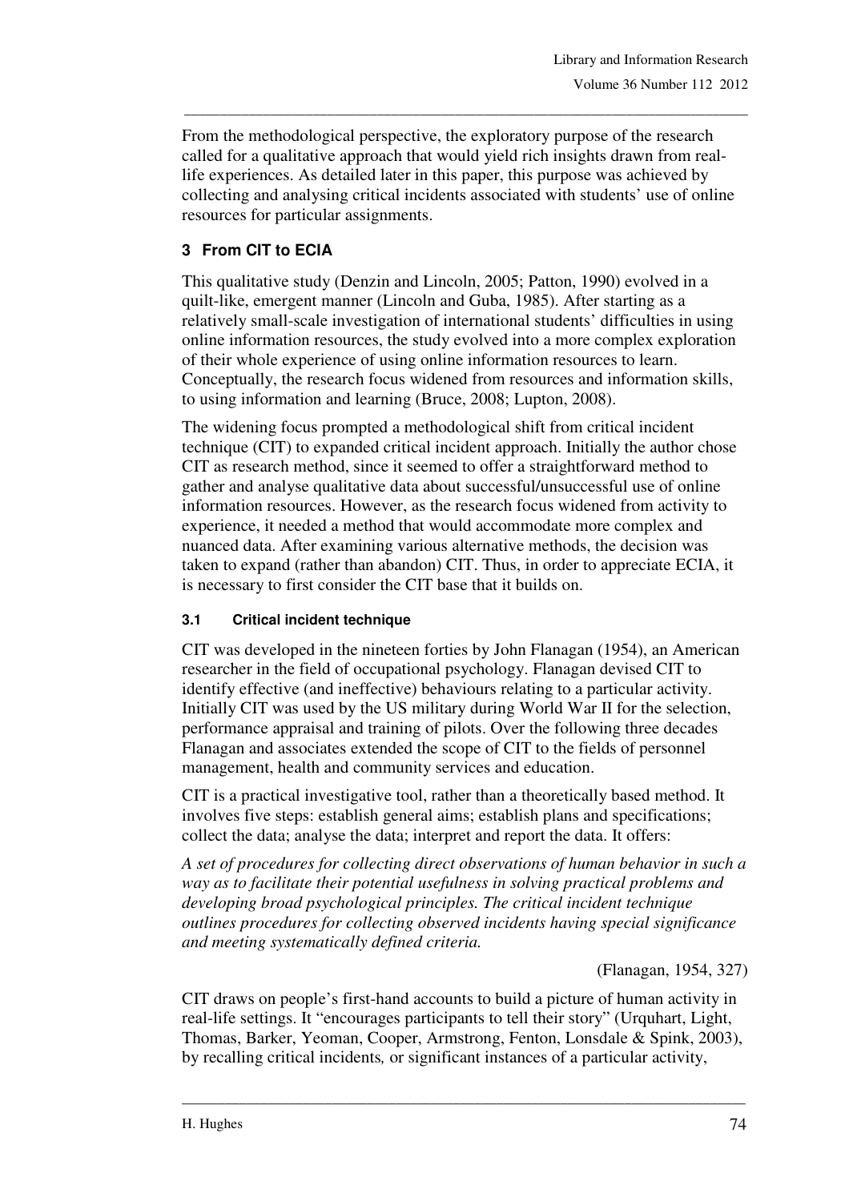From the methodological perspective, the exploratory purpose of the research called for a qualitative approach that would yield rich insights drawn from real-life experiences. As detailed later in this paper, this purpose was achieved by collecting and analysing critical incidents associated with students' use of online resources for particular assignments.

## 3 From CIT to ECIA

This qualitative study (Denzin and Lincoln, 2005; Patton, 1990) evolved in a quilt-like, emergent manner (Lincoln and Guba, 1985). After starting as a relatively small-scale investigation of international students' difficulties in using online information resources, the study evolved into a more complex exploration of their whole experience of using online information resources to learn. Conceptually, the research focus widened from resources and information skills, to using information and learning (Bruce, 2008; Lupton, 2008).

The widening focus prompted a methodological shift from critical incident technique (CIT) to expanded critical incident approach. Initially the author chose CIT as research method, since it seemed to offer a straightforward method to gather and analyse qualitative data about successful/unsuccessful use of online information resources. However, as the research focus widened from activity to experience, it needed a method that would accommodate more complex and nuanced data. After examining various alternative methods, the decision was taken to expand (rather than abandon) CIT. Thus, in order to appreciate ECIA, it is necessary to first consider the CIT base that it builds on.

### 3.1 Critical incident technique

CIT was developed in the nineteen forties by John Flanagan (1954), an American researcher in the field of occupational psychology. Flanagan devised CIT to identify effective (and ineffective) behaviours relating to a particular activity. Initially CIT was used by the US military during World War II for the selection, performance appraisal and training of pilots. Over the following three decades Flanagan and associates extended the scope of CIT to the fields of personnel management, health and community services and education.

CIT is a practical investigative tool, rather than a theoretically based method. It involves five steps: establish general aims; establish plans and specifications; collect the data; analyse the data; interpret and report the data. It offers:

*A set of procedures for collecting direct observations of human behavior in such a way as to facilitate their potential usefulness in solving practical problems and developing broad psychological principles. The critical incident technique outlines procedures for collecting observed incidents having special significance and meeting systematically defined criteria.*

(Flanagan, 1954, 327)

CIT draws on people's first-hand accounts to build a picture of human activity in real-life settings. It "encourages participants to tell their story" (Urquhart, Light, Thomas, Barker, Yeoman, Cooper, Armstrong, Fenton, Lonsdale & Spink, 2003), by recalling critical incidents*,* or significant instances of a particular activity,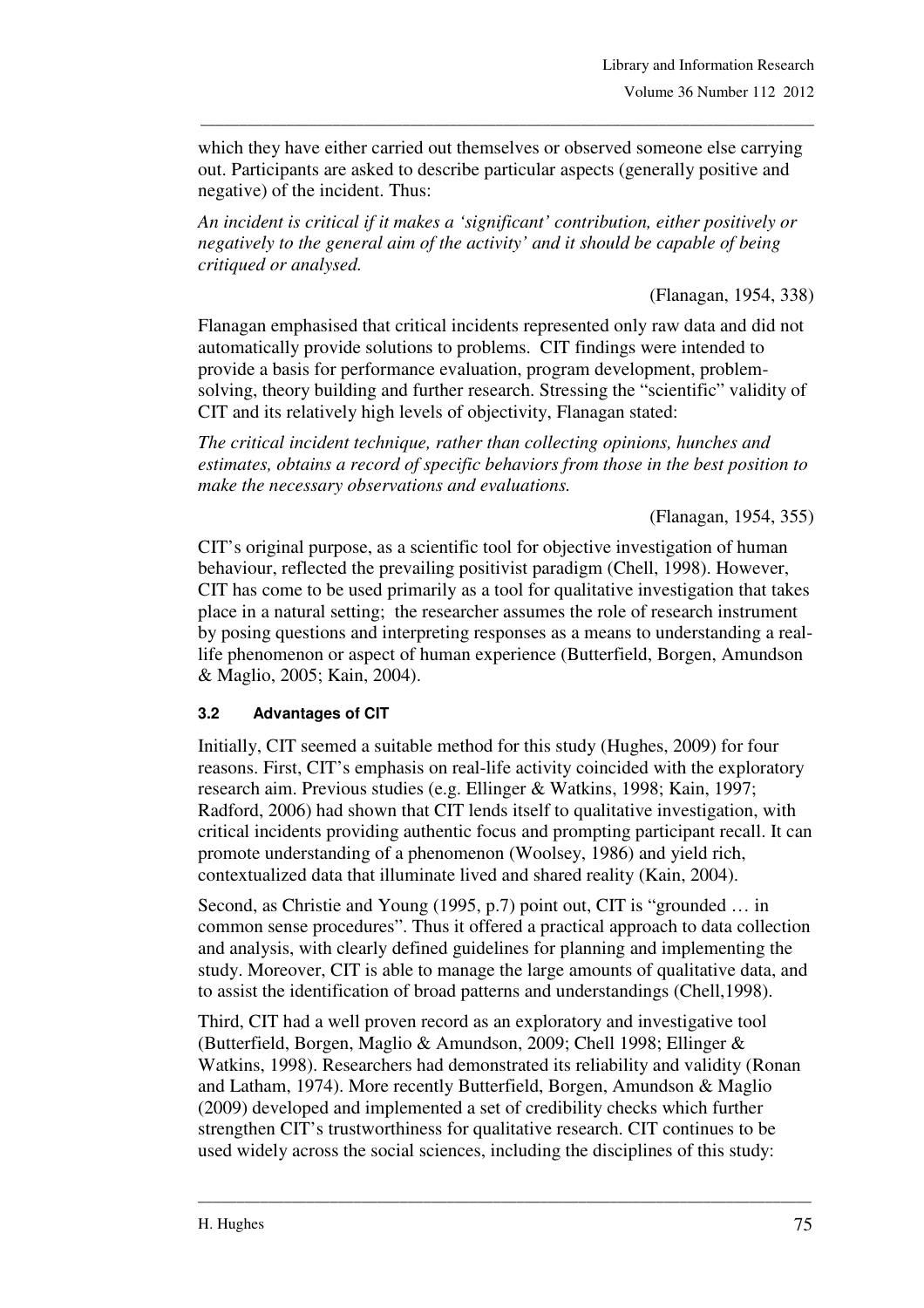which they have either carried out themselves or observed someone else carrying out. Participants are asked to describe particular aspects (generally positive and negative) of the incident. Thus:

*An incident is critical if it makes a 'significant' contribution, either positively or negatively to the general aim of the activity' and it should be capable of being critiqued or analysed.*

(Flanagan, 1954, 338)

Flanagan emphasised that critical incidents represented only raw data and did not automatically provide solutions to problems. CIT findings were intended to provide a basis for performance evaluation, program development, problem-solving, theory building and further research. Stressing the "scientific" validity of CIT and its relatively high levels of objectivity, Flanagan stated:

*The critical incident technique, rather than collecting opinions, hunches and estimates, obtains a record of specific behaviors from those in the best position to make the necessary observations and evaluations.*

(Flanagan, 1954, 355)

CIT's original purpose, as a scientific tool for objective investigation of human behaviour, reflected the prevailing positivist paradigm (Chell, 1998). However, CIT has come to be used primarily as a tool for qualitative investigation that takes place in a natural setting; the researcher assumes the role of research instrument by posing questions and interpreting responses as a means to understanding a real-life phenomenon or aspect of human experience (Butterfield, Borgen, Amundson & Maglio, 2005; Kain, 2004).

### 3.2 Advantages of CIT

Initially, CIT seemed a suitable method for this study (Hughes, 2009) for four reasons. First, CIT's emphasis on real-life activity coincided with the exploratory research aim. Previous studies (e.g. Ellinger & Watkins, 1998; Kain, 1997; Radford, 2006) had shown that CIT lends itself to qualitative investigation, with critical incidents providing authentic focus and prompting participant recall. It can promote understanding of a phenomenon (Woolsey, 1986) and yield rich, contextualized data that illuminate lived and shared reality (Kain, 2004).

Second, as Christie and Young (1995, p.7) point out, CIT is "grounded … in common sense procedures". Thus it offered a practical approach to data collection and analysis, with clearly defined guidelines for planning and implementing the study. Moreover, CIT is able to manage the large amounts of qualitative data, and to assist the identification of broad patterns and understandings (Chell,1998).

Third, CIT had a well proven record as an exploratory and investigative tool (Butterfield, Borgen, Maglio & Amundson, 2009; Chell 1998; Ellinger & Watkins, 1998). Researchers had demonstrated its reliability and validity (Ronan and Latham, 1974). More recently Butterfield, Borgen, Amundson & Maglio (2009) developed and implemented a set of credibility checks which further strengthen CIT's trustworthiness for qualitative research. CIT continues to be used widely across the social sciences, including the disciplines of this study: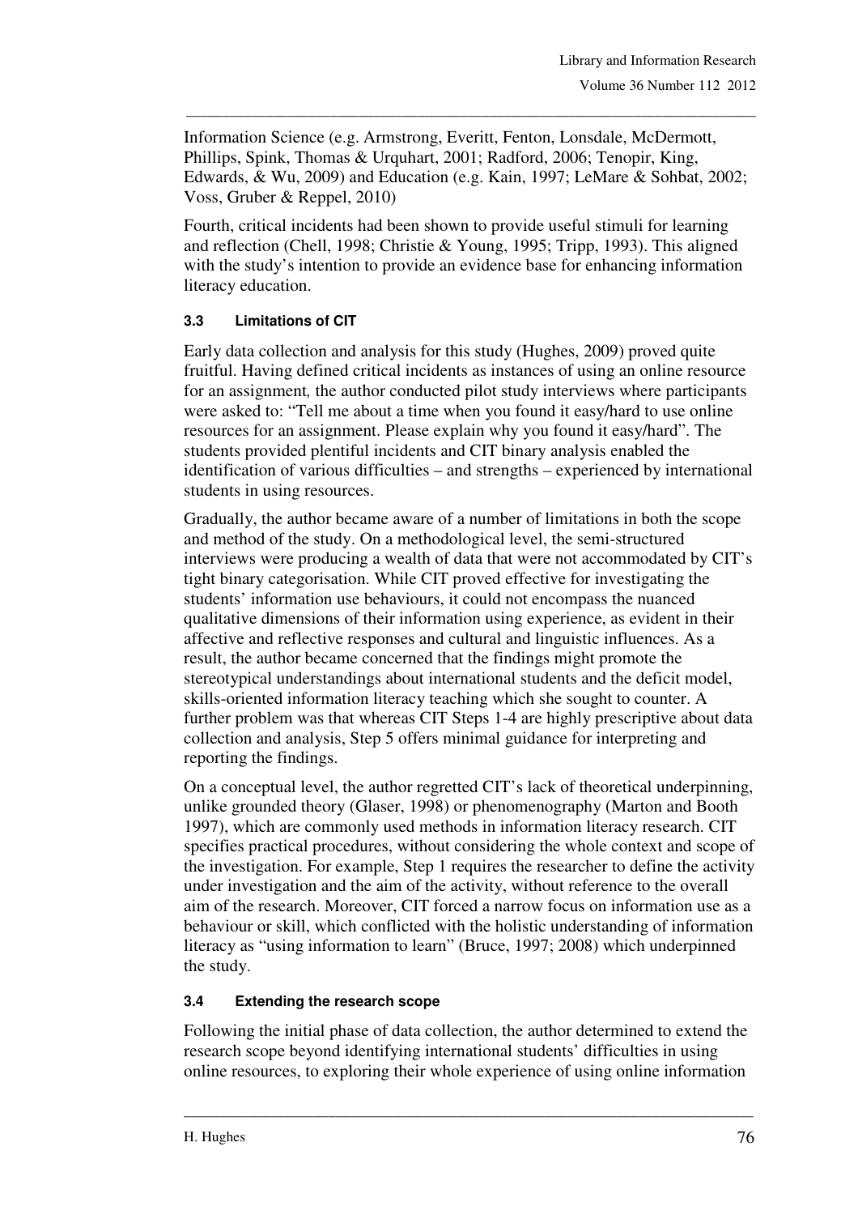Information Science (e.g. Armstrong, Everitt, Fenton, Lonsdale, McDermott, Phillips, Spink, Thomas & Urquhart, 2001; Radford, 2006; Tenopir, King, Edwards, & Wu, 2009) and Education (e.g. Kain, 1997; LeMare & Sohbat, 2002; Voss, Gruber & Reppel, 2010)

Fourth, critical incidents had been shown to provide useful stimuli for learning and reflection (Chell, 1998; Christie & Young, 1995; Tripp, 1993). This aligned with the study's intention to provide an evidence base for enhancing information literacy education.

### 3.3 Limitations of CIT

Early data collection and analysis for this study (Hughes, 2009) proved quite fruitful. Having defined critical incidents as instances of using an online resource for an assignment*,* the author conducted pilot study interviews where participants were asked to: "Tell me about a time when you found it easy/hard to use online resources for an assignment. Please explain why you found it easy/hard". The students provided plentiful incidents and CIT binary analysis enabled the identification of various difficulties – and strengths – experienced by international students in using resources.

Gradually, the author became aware of a number of limitations in both the scope and method of the study. On a methodological level, the semi-structured interviews were producing a wealth of data that were not accommodated by CIT's tight binary categorisation. While CIT proved effective for investigating the students' information use behaviours, it could not encompass the nuanced qualitative dimensions of their information using experience, as evident in their affective and reflective responses and cultural and linguistic influences. As a result, the author became concerned that the findings might promote the stereotypical understandings about international students and the deficit model, skills-oriented information literacy teaching which she sought to counter. A further problem was that whereas CIT Steps 1-4 are highly prescriptive about data collection and analysis, Step 5 offers minimal guidance for interpreting and reporting the findings.

On a conceptual level, the author regretted CIT's lack of theoretical underpinning, unlike grounded theory (Glaser, 1998) or phenomenography (Marton and Booth 1997), which are commonly used methods in information literacy research. CIT specifies practical procedures, without considering the whole context and scope of the investigation. For example, Step 1 requires the researcher to define the activity under investigation and the aim of the activity, without reference to the overall aim of the research. Moreover, CIT forced a narrow focus on information use as a behaviour or skill, which conflicted with the holistic understanding of information literacy as "using information to learn" (Bruce, 1997; 2008) which underpinned the study.

### 3.4 Extending the research scope

Following the initial phase of data collection, the author determined to extend the research scope beyond identifying international students' difficulties in using online resources, to exploring their whole experience of using online information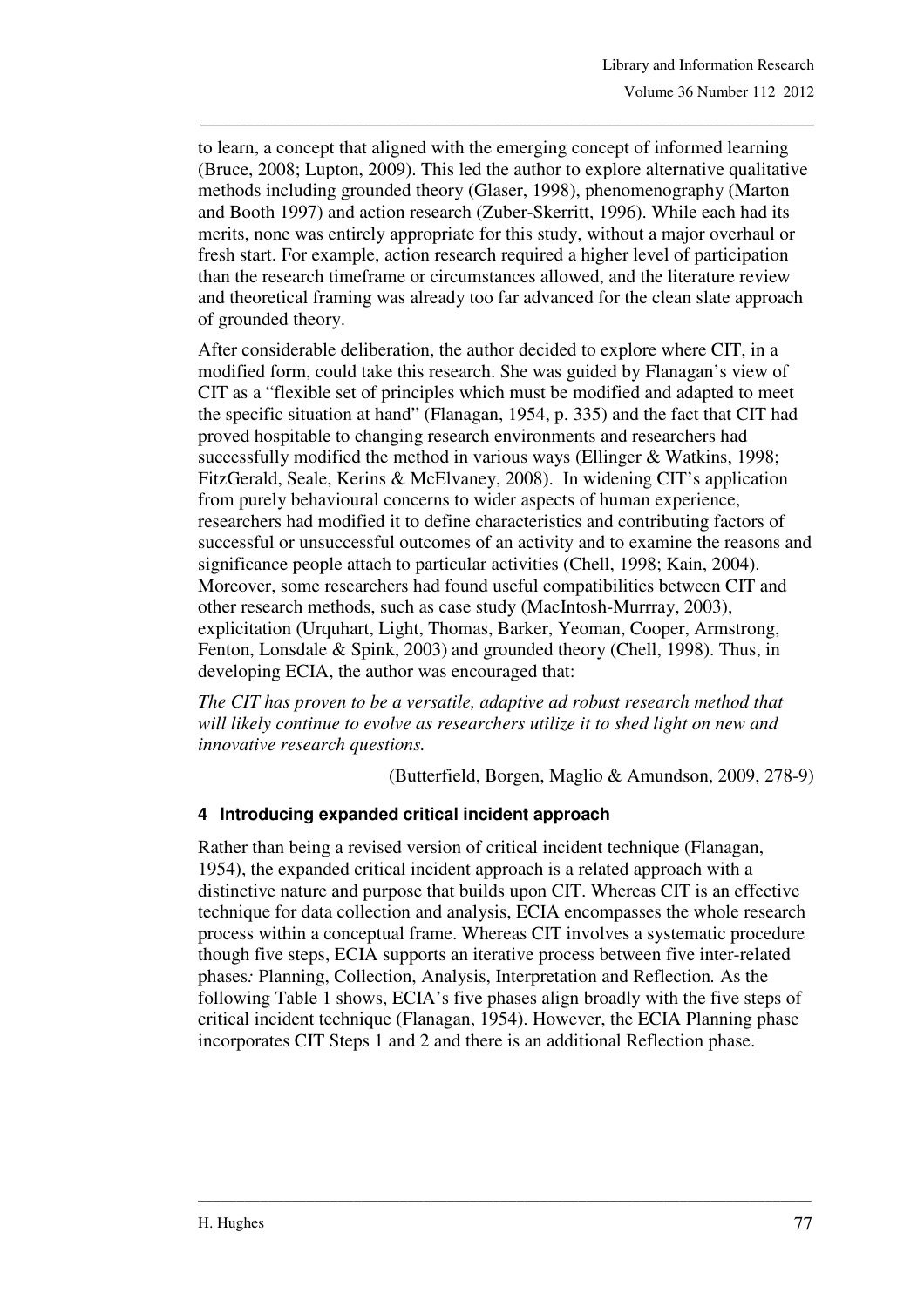to learn, a concept that aligned with the emerging concept of informed learning (Bruce, 2008; Lupton, 2009). This led the author to explore alternative qualitative methods including grounded theory (Glaser, 1998), phenomenography (Marton and Booth 1997) and action research (Zuber-Skerritt, 1996). While each had its merits, none was entirely appropriate for this study, without a major overhaul or fresh start. For example, action research required a higher level of participation than the research timeframe or circumstances allowed, and the literature review and theoretical framing was already too far advanced for the clean slate approach of grounded theory.

After considerable deliberation, the author decided to explore where CIT, in a modified form, could take this research. She was guided by Flanagan's view of CIT as a "flexible set of principles which must be modified and adapted to meet the specific situation at hand" (Flanagan, 1954, p. 335) and the fact that CIT had proved hospitable to changing research environments and researchers had successfully modified the method in various ways (Ellinger & Watkins, 1998; FitzGerald, Seale, Kerins & McElvaney, 2008). In widening CIT's application from purely behavioural concerns to wider aspects of human experience, researchers had modified it to define characteristics and contributing factors of successful or unsuccessful outcomes of an activity and to examine the reasons and significance people attach to particular activities (Chell, 1998; Kain, 2004). Moreover, some researchers had found useful compatibilities between CIT and other research methods, such as case study (MacIntosh-Murrray, 2003), explicitation (Urquhart, Light, Thomas, Barker, Yeoman, Cooper, Armstrong, Fenton, Lonsdale & Spink, 2003) and grounded theory (Chell, 1998). Thus, in developing ECIA, the author was encouraged that:

*The CIT has proven to be a versatile, adaptive ad robust research method that will likely continue to evolve as researchers utilize it to shed light on new and innovative research questions.*

(Butterfield, Borgen, Maglio & Amundson, 2009, 278-9)

## 4 Introducing expanded critical incident approach

Rather than being a revised version of critical incident technique (Flanagan, 1954), the expanded critical incident approach is a related approach with a distinctive nature and purpose that builds upon CIT. Whereas CIT is an effective technique for data collection and analysis, ECIA encompasses the whole research process within a conceptual frame. Whereas CIT involves a systematic procedure though five steps, ECIA supports an iterative process between five inter-related phases*:* Planning, Collection, Analysis, Interpretation and Reflection*.* As the following Table 1 shows, ECIA's five phases align broadly with the five steps of critical incident technique (Flanagan, 1954). However, the ECIA Planning phase incorporates CIT Steps 1 and 2 and there is an additional Reflection phase.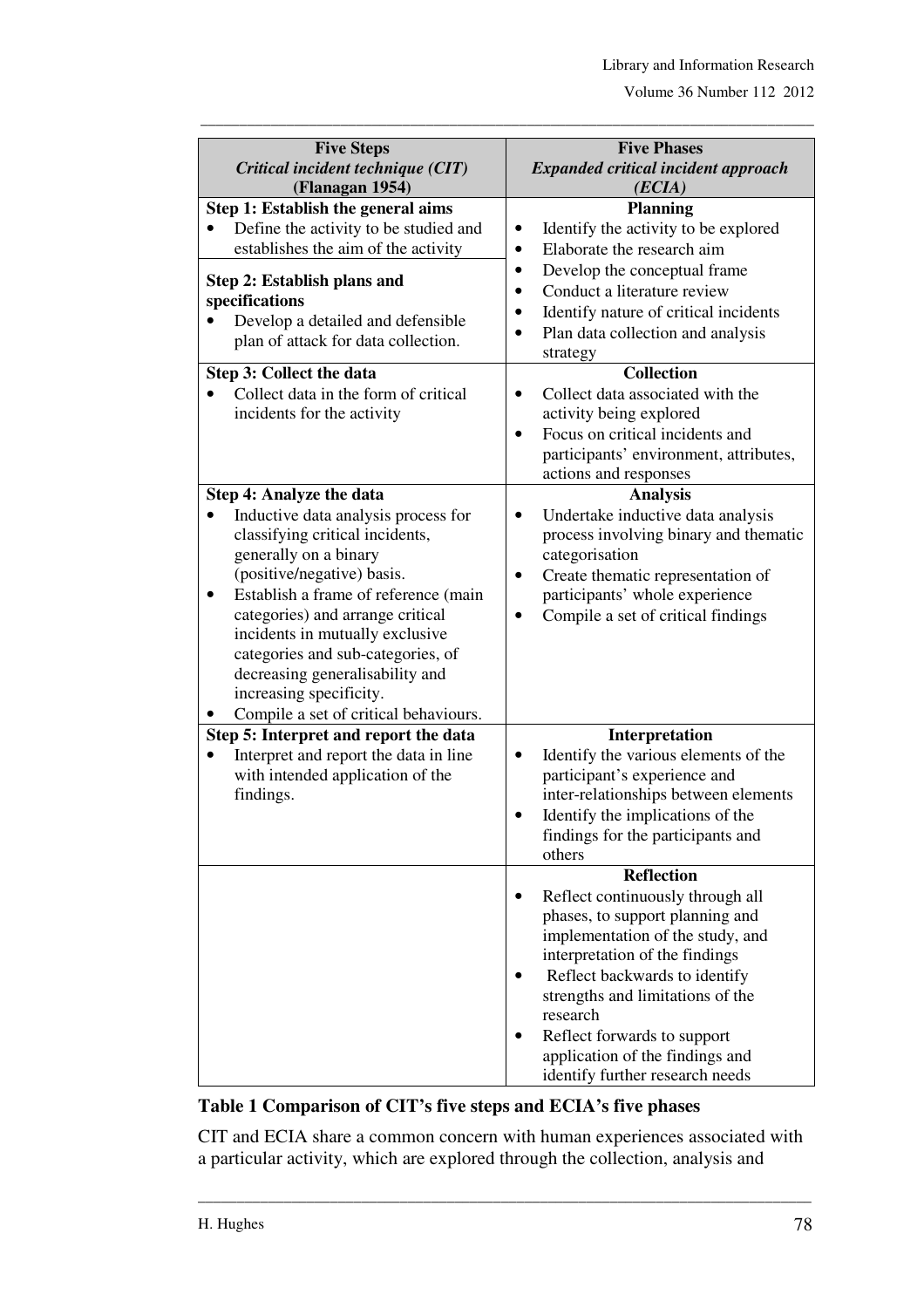| **Five Steps** *Critical incident technique (CIT)* **(Flanagan 1954)** | **Five Phases** *Expanded critical incident approach (ECIA)* |
|---|---|
| **Step 1: Establish the general aims** • Define the activity to be studied and establishes the aim of the activity **Step 2: Establish plans and specifications** • Develop a detailed and defensible plan of attack for data collection. | **Planning** • Identify the activity to be explored • Elaborate the research aim • Develop the conceptual frame • Conduct a literature review • Identify nature of critical incidents • Plan data collection and analysis strategy |
| **Step 3: Collect the data** • Collect data in the form of critical incidents for the activity | **Collection** • Collect data associated with the activity being explored • Focus on critical incidents and participants' environment, attributes, actions and responses |
| **Step 4: Analyze the data** • Inductive data analysis process for classifying critical incidents, generally on a binary (positive/negative) basis. • Establish a frame of reference (main categories) and arrange critical incidents in mutually exclusive categories and sub-categories, of decreasing generalisability and increasing specificity. • Compile a set of critical behaviours. | **Analysis** • Undertake inductive data analysis process involving binary and thematic categorisation • Create thematic representation of participants' whole experience • Compile a set of critical findings |
| **Step 5: Interpret and report the data** • Interpret and report the data in line with intended application of the findings. | **Interpretation** • Identify the various elements of the participant's experience and inter-relationships between elements • Identify the implications of the findings for the participants and others |
| | **Reflection** • Reflect continuously through all phases, to support planning and implementation of the study, and interpretation of the findings • Reflect backwards to identify strengths and limitations of the research • Reflect forwards to support application of the findings and identify further research needs |

**Table 1 Comparison of CIT's five steps and ECIA's five phases**

CIT and ECIA share a common concern with human experiences associated with a particular activity, which are explored through the collection, analysis and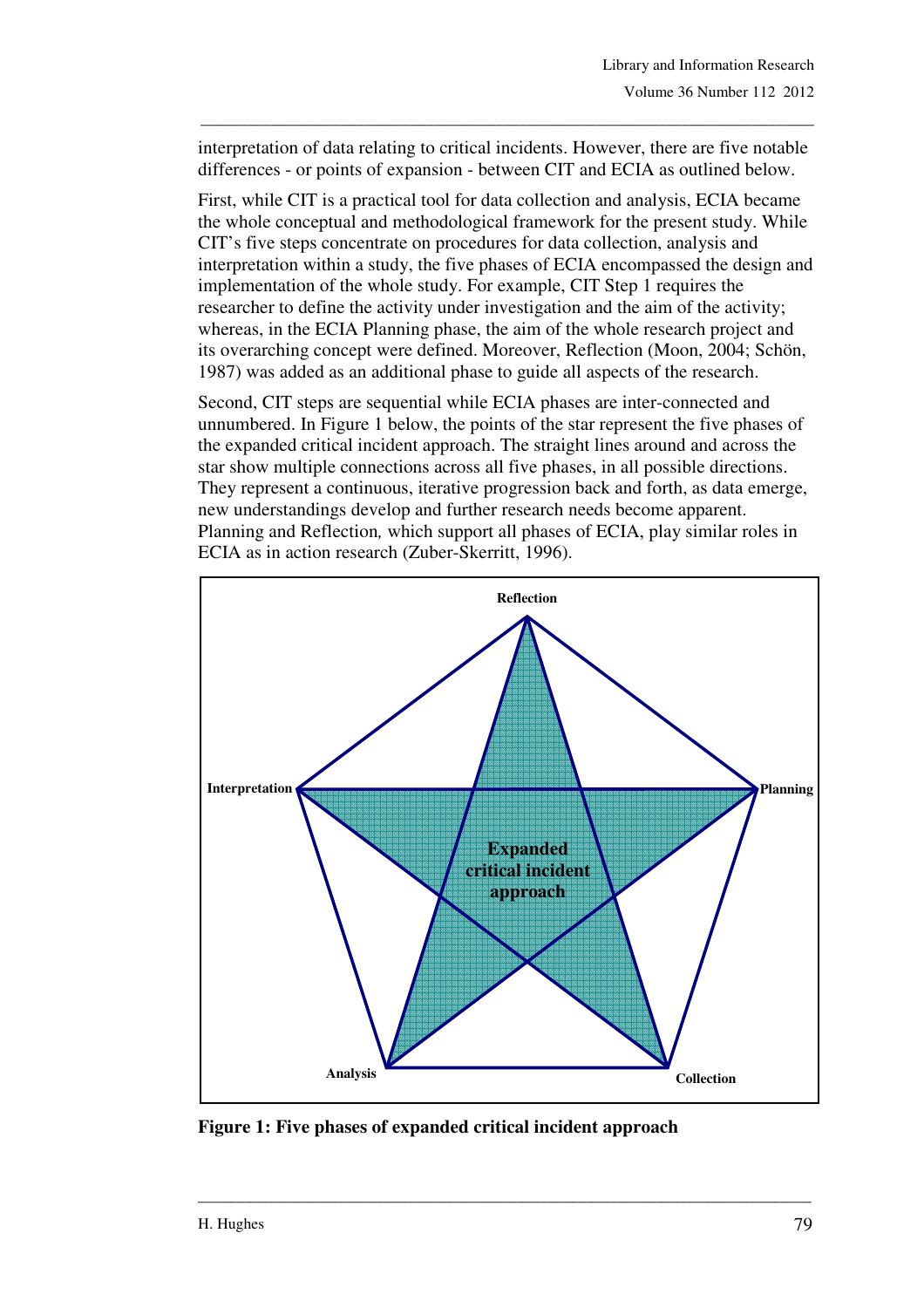interpretation of data relating to critical incidents. However, there are five notable differences - or points of expansion - between CIT and ECIA as outlined below.

First, while CIT is a practical tool for data collection and analysis, ECIA became the whole conceptual and methodological framework for the present study. While CIT's five steps concentrate on procedures for data collection, analysis and interpretation within a study, the five phases of ECIA encompassed the design and implementation of the whole study. For example, CIT Step 1 requires the researcher to define the activity under investigation and the aim of the activity; whereas, in the ECIA Planning phase, the aim of the whole research project and its overarching concept were defined. Moreover, Reflection (Moon, 2004; Schön, 1987) was added as an additional phase to guide all aspects of the research.

Second, CIT steps are sequential while ECIA phases are inter-connected and unnumbered. In Figure 1 below, the points of the star represent the five phases of the expanded critical incident approach. The straight lines around and across the star show multiple connections across all five phases, in all possible directions. They represent a continuous, iterative progression back and forth, as data emerge, new understandings develop and further research needs become apparent. Planning and Reflection*,* which support all phases of ECIA, play similar roles in ECIA as in action research (Zuber-Skerritt, 1996).

Reflection

Interpretation

Planning

**Expanded critical incident approach**

Analysis

Collection

**Figure 1: Five phases of expanded critical incident approach**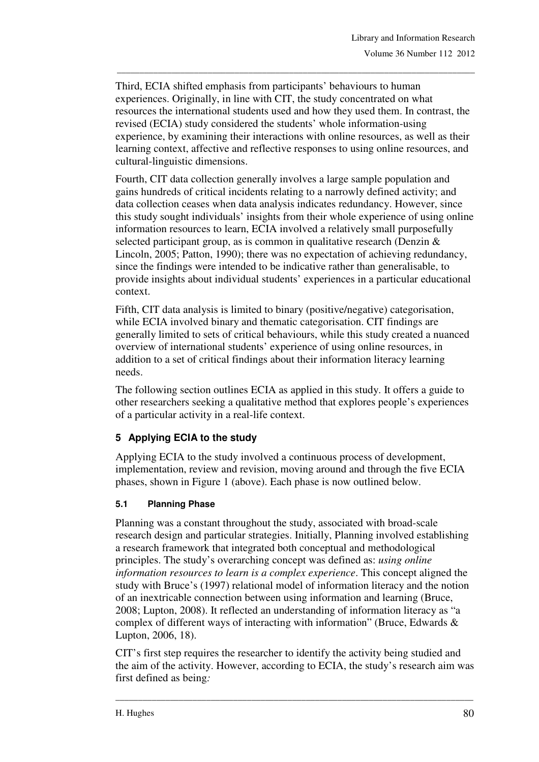Third, ECIA shifted emphasis from participants' behaviours to human experiences. Originally, in line with CIT, the study concentrated on what resources the international students used and how they used them. In contrast, the revised (ECIA) study considered the students' whole information-using experience, by examining their interactions with online resources, as well as their learning context, affective and reflective responses to using online resources, and cultural-linguistic dimensions.

Fourth, CIT data collection generally involves a large sample population and gains hundreds of critical incidents relating to a narrowly defined activity; and data collection ceases when data analysis indicates redundancy. However, since this study sought individuals' insights from their whole experience of using online information resources to learn, ECIA involved a relatively small purposefully selected participant group, as is common in qualitative research (Denzin & Lincoln, 2005; Patton, 1990); there was no expectation of achieving redundancy, since the findings were intended to be indicative rather than generalisable, to provide insights about individual students' experiences in a particular educational context.

Fifth, CIT data analysis is limited to binary (positive/negative) categorisation, while ECIA involved binary and thematic categorisation. CIT findings are generally limited to sets of critical behaviours, while this study created a nuanced overview of international students' experience of using online resources, in addition to a set of critical findings about their information literacy learning needs.

The following section outlines ECIA as applied in this study. It offers a guide to other researchers seeking a qualitative method that explores people's experiences of a particular activity in a real-life context.

## 5 Applying ECIA to the study

Applying ECIA to the study involved a continuous process of development, implementation, review and revision, moving around and through the five ECIA phases, shown in Figure 1 (above). Each phase is now outlined below.

### 5.1 Planning Phase

Planning was a constant throughout the study, associated with broad-scale research design and particular strategies. Initially, Planning involved establishing a research framework that integrated both conceptual and methodological principles. The study's overarching concept was defined as: *using online information resources to learn is a complex experience*. This concept aligned the study with Bruce's (1997) relational model of information literacy and the notion of an inextricable connection between using information and learning (Bruce, 2008; Lupton, 2008). It reflected an understanding of information literacy as "a complex of different ways of interacting with information" (Bruce, Edwards & Lupton, 2006, 18).

CIT's first step requires the researcher to identify the activity being studied and the aim of the activity. However, according to ECIA, the study's research aim was first defined as being*:*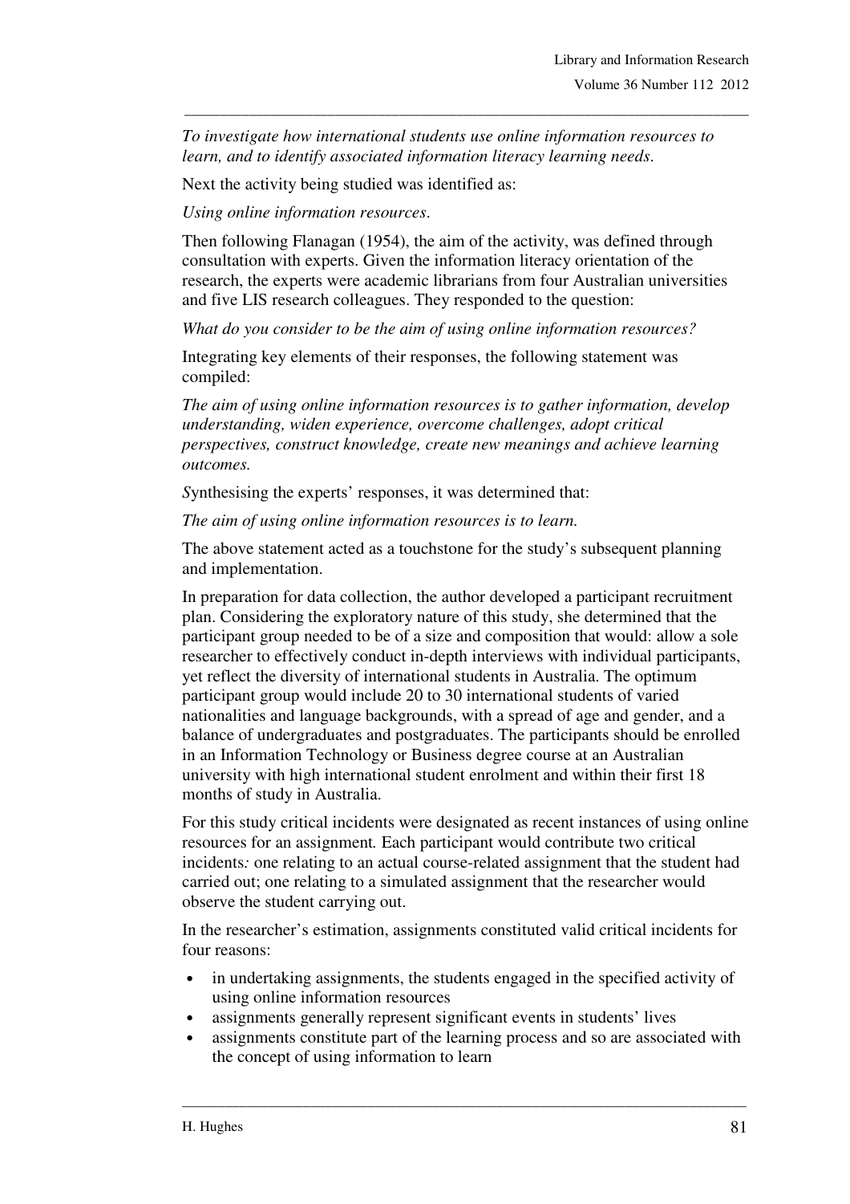*To investigate how international students use online information resources to learn, and to identify associated information literacy learning needs*.

Next the activity being studied was identified as:

*Using online information resources*.

Then following Flanagan (1954), the aim of the activity, was defined through consultation with experts. Given the information literacy orientation of the research, the experts were academic librarians from four Australian universities and five LIS research colleagues. They responded to the question:

*What do you consider to be the aim of using online information resources?*

Integrating key elements of their responses, the following statement was compiled:

*The aim of using online information resources is to gather information, develop understanding, widen experience, overcome challenges, adopt critical perspectives, construct knowledge, create new meanings and achieve learning outcomes.*

*S*ynthesising the experts' responses, it was determined that:

*The aim of using online information resources is to learn.*

The above statement acted as a touchstone for the study's subsequent planning and implementation.

In preparation for data collection, the author developed a participant recruitment plan. Considering the exploratory nature of this study, she determined that the participant group needed to be of a size and composition that would: allow a sole researcher to effectively conduct in-depth interviews with individual participants, yet reflect the diversity of international students in Australia. The optimum participant group would include 20 to 30 international students of varied nationalities and language backgrounds, with a spread of age and gender, and a balance of undergraduates and postgraduates. The participants should be enrolled in an Information Technology or Business degree course at an Australian university with high international student enrolment and within their first 18 months of study in Australia.

For this study critical incidents were designated as recent instances of using online resources for an assignment*.* Each participant would contribute two critical incidents*:* one relating to an actual course-related assignment that the student had carried out; one relating to a simulated assignment that the researcher would observe the student carrying out.

In the researcher's estimation, assignments constituted valid critical incidents for four reasons:

- in undertaking assignments, the students engaged in the specified activity of using online information resources
- assignments generally represent significant events in students' lives
- assignments constitute part of the learning process and so are associated with the concept of using information to learn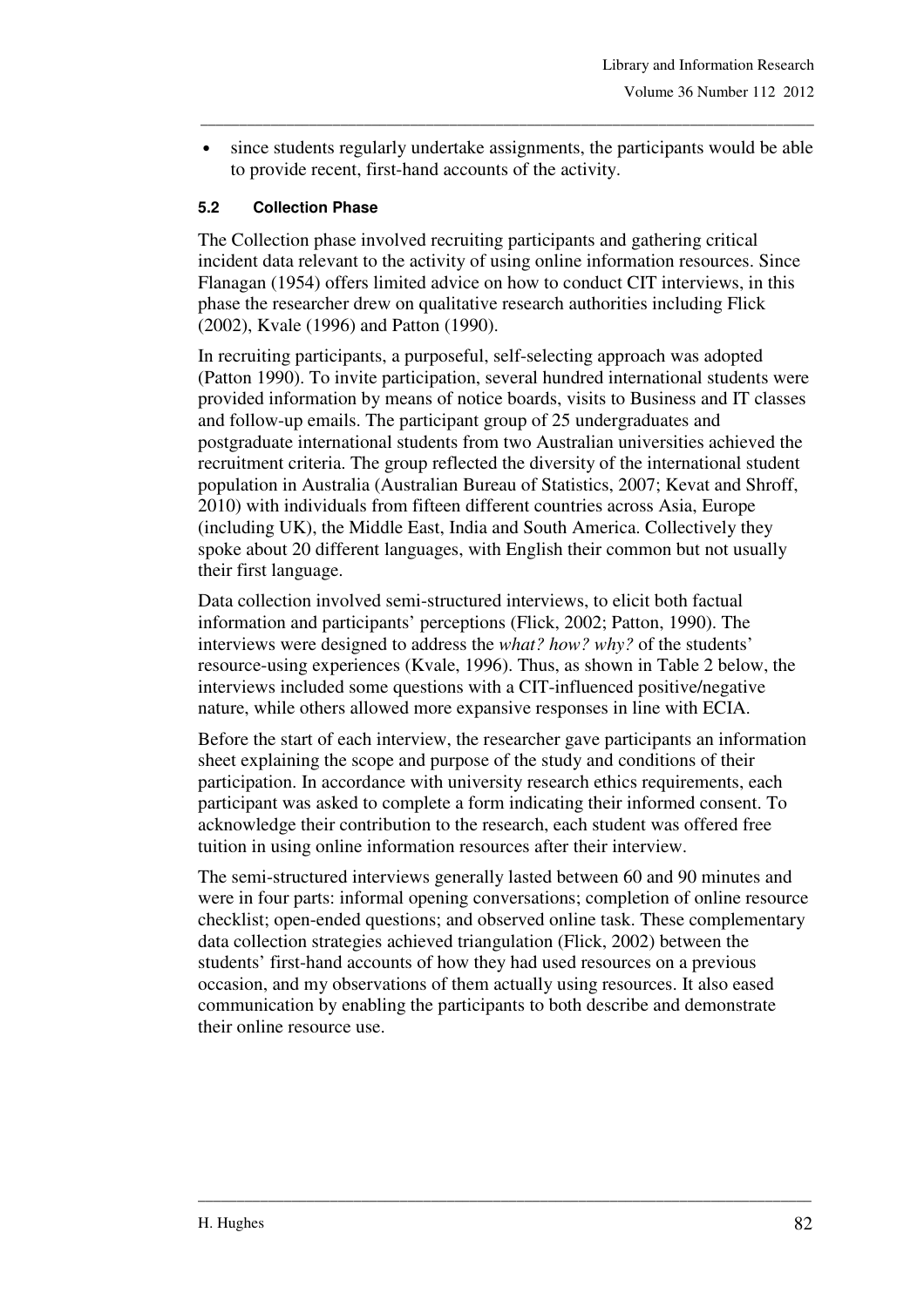- since students regularly undertake assignments, the participants would be able to provide recent, first-hand accounts of the activity.

### 5.2 Collection Phase

The Collection phase involved recruiting participants and gathering critical incident data relevant to the activity of using online information resources. Since Flanagan (1954) offers limited advice on how to conduct CIT interviews, in this phase the researcher drew on qualitative research authorities including Flick (2002), Kvale (1996) and Patton (1990).

In recruiting participants, a purposeful, self-selecting approach was adopted (Patton 1990). To invite participation, several hundred international students were provided information by means of notice boards, visits to Business and IT classes and follow-up emails. The participant group of 25 undergraduates and postgraduate international students from two Australian universities achieved the recruitment criteria. The group reflected the diversity of the international student population in Australia (Australian Bureau of Statistics, 2007; Kevat and Shroff, 2010) with individuals from fifteen different countries across Asia, Europe (including UK), the Middle East, India and South America. Collectively they spoke about 20 different languages, with English their common but not usually their first language.

Data collection involved semi-structured interviews, to elicit both factual information and participants' perceptions (Flick, 2002; Patton, 1990). The interviews were designed to address the *what? how? why?* of the students' resource-using experiences (Kvale, 1996). Thus, as shown in Table 2 below, the interviews included some questions with a CIT-influenced positive/negative nature, while others allowed more expansive responses in line with ECIA.

Before the start of each interview, the researcher gave participants an information sheet explaining the scope and purpose of the study and conditions of their participation. In accordance with university research ethics requirements, each participant was asked to complete a form indicating their informed consent. To acknowledge their contribution to the research, each student was offered free tuition in using online information resources after their interview.

The semi-structured interviews generally lasted between 60 and 90 minutes and were in four parts: informal opening conversations; completion of online resource checklist; open-ended questions; and observed online task. These complementary data collection strategies achieved triangulation (Flick, 2002) between the students' first-hand accounts of how they had used resources on a previous occasion, and my observations of them actually using resources. It also eased communication by enabling the participants to both describe and demonstrate their online resource use.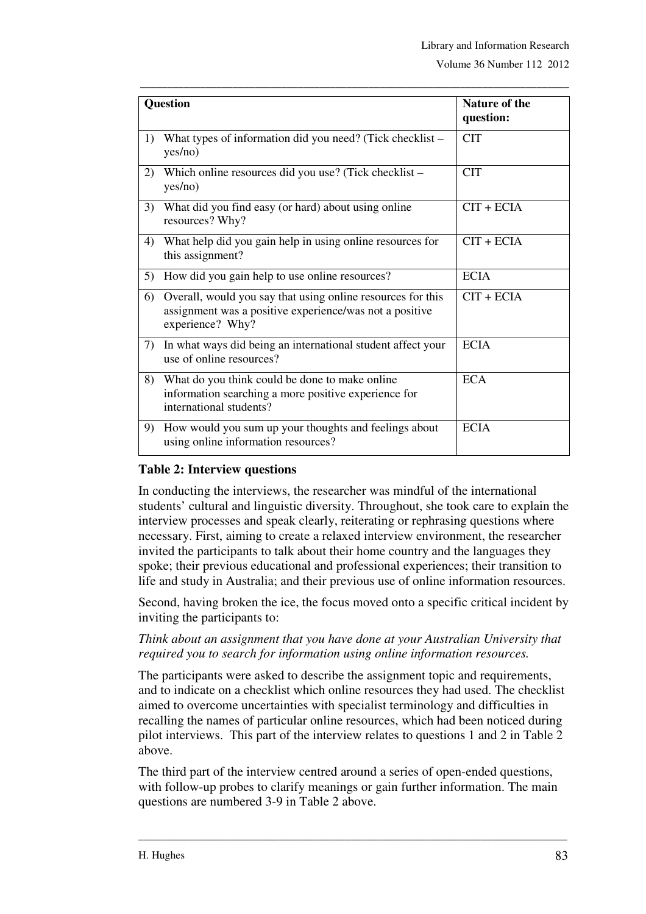| Question | Nature of the question: |
|---|---|
| 1) What types of information did you need? (Tick checklist – yes/no) | CIT |
| 2) Which online resources did you use? (Tick checklist – yes/no) | CIT |
| 3) What did you find easy (or hard) about using online resources? Why? | CIT + ECIA |
| 4) What help did you gain help in using online resources for this assignment? | CIT + ECIA |
| 5) How did you gain help to use online resources? | ECIA |
| 6) Overall, would you say that using online resources for this assignment was a positive experience/was not a positive experience? Why? | CIT + ECIA |
| 7) In what ways did being an international student affect your use of online resources? | ECIA |
| 8) What do you think could be done to make online information searching a more positive experience for international students? | ECA |
| 9) How would you sum up your thoughts and feelings about using online information resources? | ECIA |

**Table 2: Interview questions**

In conducting the interviews, the researcher was mindful of the international students' cultural and linguistic diversity. Throughout, she took care to explain the interview processes and speak clearly, reiterating or rephrasing questions where necessary. First, aiming to create a relaxed interview environment, the researcher invited the participants to talk about their home country and the languages they spoke; their previous educational and professional experiences; their transition to life and study in Australia; and their previous use of online information resources.

Second, having broken the ice, the focus moved onto a specific critical incident by inviting the participants to:

*Think about an assignment that you have done at your Australian University that required you to search for information using online information resources.*

The participants were asked to describe the assignment topic and requirements, and to indicate on a checklist which online resources they had used. The checklist aimed to overcome uncertainties with specialist terminology and difficulties in recalling the names of particular online resources, which had been noticed during pilot interviews. This part of the interview relates to questions 1 and 2 in Table 2 above.

The third part of the interview centred around a series of open-ended questions, with follow-up probes to clarify meanings or gain further information. The main questions are numbered 3-9 in Table 2 above.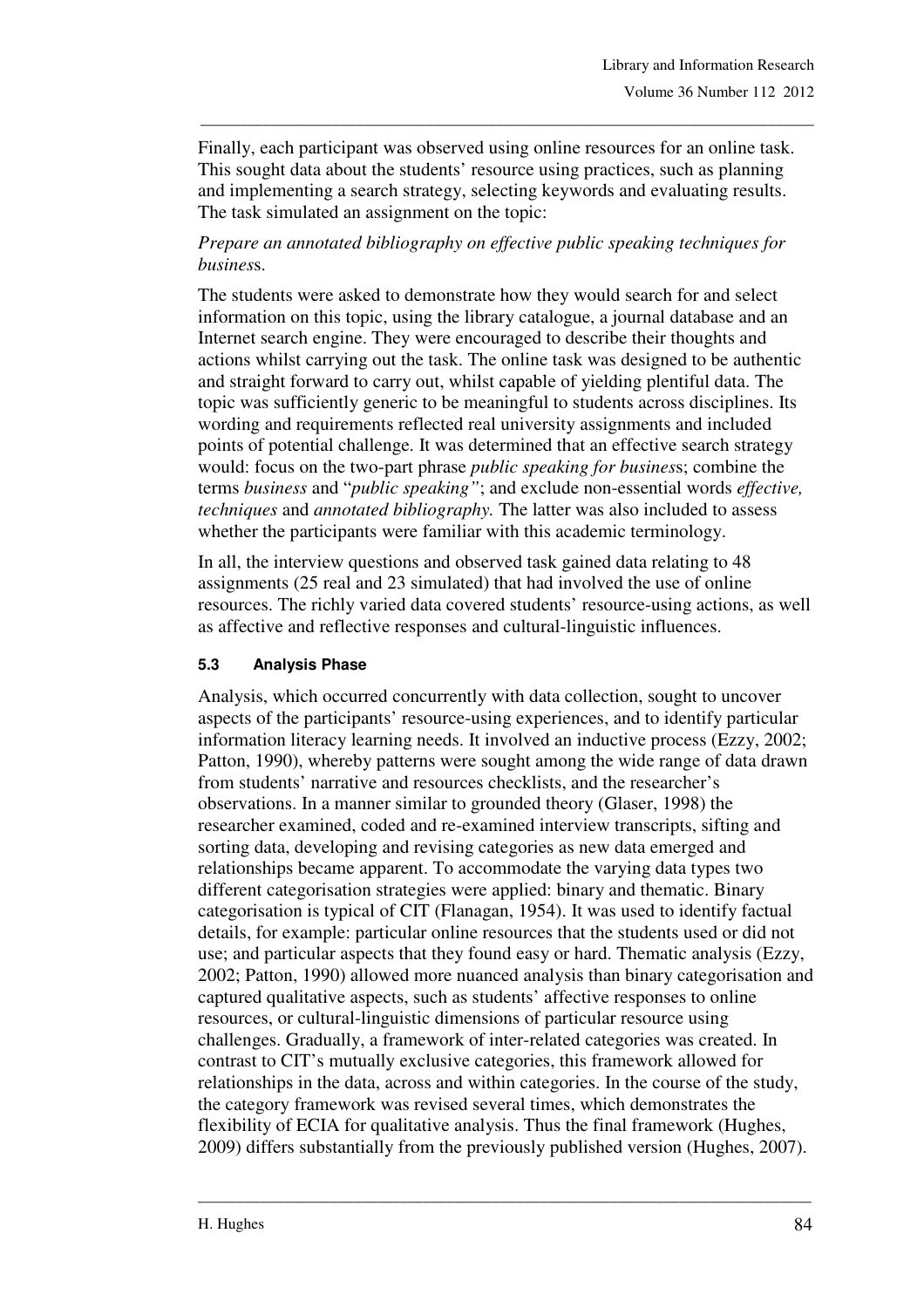Finally, each participant was observed using online resources for an online task. This sought data about the students' resource using practices, such as planning and implementing a search strategy, selecting keywords and evaluating results. The task simulated an assignment on the topic:

*Prepare an annotated bibliography on effective public speaking techniques for business.*

The students were asked to demonstrate how they would search for and select information on this topic, using the library catalogue, a journal database and an Internet search engine. They were encouraged to describe their thoughts and actions whilst carrying out the task. The online task was designed to be authentic and straight forward to carry out, whilst capable of yielding plentiful data. The topic was sufficiently generic to be meaningful to students across disciplines. Its wording and requirements reflected real university assignments and included points of potential challenge. It was determined that an effective search strategy would: focus on the two-part phrase *public speaking for business*; combine the terms *business* and "*public speaking"*; and exclude non-essential words *effective, techniques* and *annotated bibliography.* The latter was also included to assess whether the participants were familiar with this academic terminology.

In all, the interview questions and observed task gained data relating to 48 assignments (25 real and 23 simulated) that had involved the use of online resources. The richly varied data covered students' resource-using actions, as well as affective and reflective responses and cultural-linguistic influences.

### 5.3 Analysis Phase

Analysis, which occurred concurrently with data collection, sought to uncover aspects of the participants' resource-using experiences, and to identify particular information literacy learning needs. It involved an inductive process (Ezzy, 2002; Patton, 1990), whereby patterns were sought among the wide range of data drawn from students' narrative and resources checklists, and the researcher's observations. In a manner similar to grounded theory (Glaser, 1998) the researcher examined, coded and re-examined interview transcripts, sifting and sorting data, developing and revising categories as new data emerged and relationships became apparent. To accommodate the varying data types two different categorisation strategies were applied: binary and thematic. Binary categorisation is typical of CIT (Flanagan, 1954). It was used to identify factual details, for example: particular online resources that the students used or did not use; and particular aspects that they found easy or hard. Thematic analysis (Ezzy, 2002; Patton, 1990) allowed more nuanced analysis than binary categorisation and captured qualitative aspects, such as students' affective responses to online resources, or cultural-linguistic dimensions of particular resource using challenges. Gradually, a framework of inter-related categories was created. In contrast to CIT's mutually exclusive categories, this framework allowed for relationships in the data, across and within categories. In the course of the study, the category framework was revised several times, which demonstrates the flexibility of ECIA for qualitative analysis. Thus the final framework (Hughes, 2009) differs substantially from the previously published version (Hughes, 2007).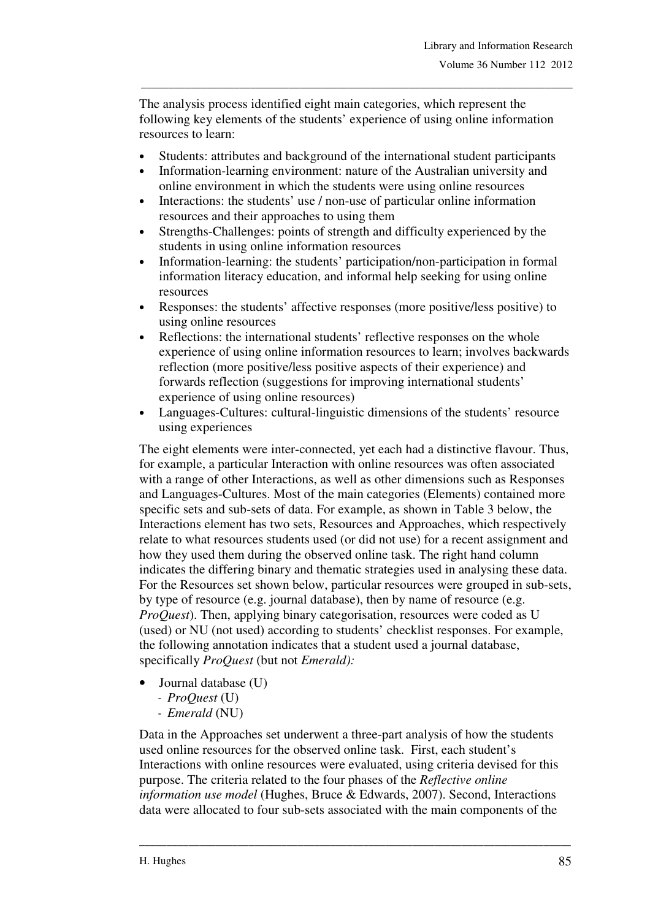The analysis process identified eight main categories, which represent the following key elements of the students' experience of using online information resources to learn:

- Students: attributes and background of the international student participants
- Information-learning environment: nature of the Australian university and online environment in which the students were using online resources
- Interactions: the students' use / non-use of particular online information resources and their approaches to using them
- Strengths-Challenges: points of strength and difficulty experienced by the students in using online information resources
- Information-learning: the students' participation/non-participation in formal information literacy education, and informal help seeking for using online resources
- Responses: the students' affective responses (more positive/less positive) to using online resources
- Reflections: the international students' reflective responses on the whole experience of using online information resources to learn; involves backwards reflection (more positive/less positive aspects of their experience) and forwards reflection (suggestions for improving international students' experience of using online resources)
- Languages-Cultures: cultural-linguistic dimensions of the students' resource using experiences

The eight elements were inter-connected, yet each had a distinctive flavour. Thus, for example, a particular Interaction with online resources was often associated with a range of other Interactions, as well as other dimensions such as Responses and Languages-Cultures. Most of the main categories (Elements) contained more specific sets and sub-sets of data. For example, as shown in Table 3 below, the Interactions element has two sets, Resources and Approaches, which respectively relate to what resources students used (or did not use) for a recent assignment and how they used them during the observed online task. The right hand column indicates the differing binary and thematic strategies used in analysing these data. For the Resources set shown below, particular resources were grouped in sub-sets, by type of resource (e.g. journal database), then by name of resource (e.g. *ProQuest*). Then, applying binary categorisation, resources were coded as U (used) or NU (not used) according to students' checklist responses. For example, the following annotation indicates that a student used a journal database, specifically *ProQuest* (but not *Emerald):*

- Journal database (U)
  - *ProQuest* (U)
  - *Emerald* (NU)

Data in the Approaches set underwent a three-part analysis of how the students used online resources for the observed online task. First, each student's Interactions with online resources were evaluated, using criteria devised for this purpose. The criteria related to the four phases of the *Reflective online information use model* (Hughes, Bruce & Edwards, 2007). Second, Interactions data were allocated to four sub-sets associated with the main components of the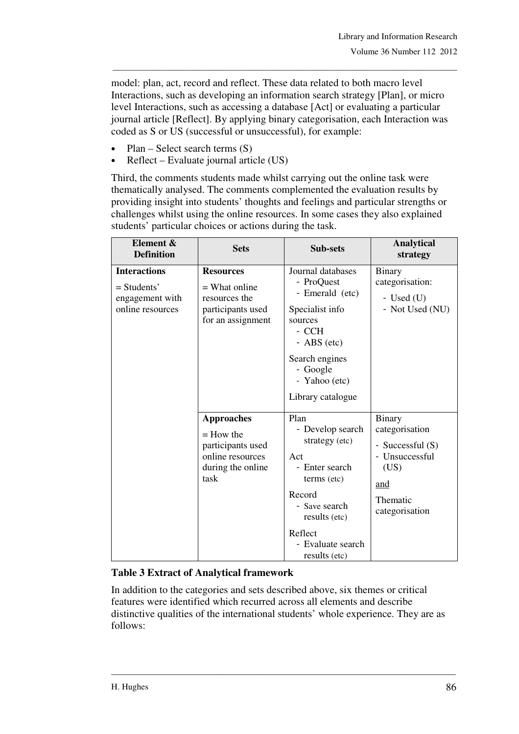model: plan, act, record and reflect. These data related to both macro level Interactions, such as developing an information search strategy [Plan], or micro level Interactions, such as accessing a database [Act] or evaluating a particular journal article [Reflect]. By applying binary categorisation, each Interaction was coded as S or US (successful or unsuccessful), for example:

- Plan – Select search terms (S)
- Reflect – Evaluate journal article (US)

Third, the comments students made whilst carrying out the online task were thematically analysed. The comments complemented the evaluation results by providing insight into students' thoughts and feelings and particular strengths or challenges whilst using the online resources. In some cases they also explained students' particular choices or actions during the task.

| Element & Definition | Sets | Sub-sets | Analytical strategy |
|---|---|---|---|
| **Interactions**<br>= Students' engagement with online resources | **Resources**<br>= What online resources the participants used for an assignment | Journal databases<br>- ProQuest<br>- Emerald (etc)<br>Specialist info sources<br>- CCH<br>- ABS (etc)<br>Search engines<br>- Google<br>- Yahoo (etc)<br>Library catalogue | Binary categorisation:<br>- Used (U)<br>- Not Used (NU) |
| | **Approaches**<br>= How the participants used online resources during the online task | Plan<br>- Develop search strategy (etc)<br>Act<br>- Enter search terms (etc)<br>Record<br>- Save search results (etc)<br>Reflect<br>- Evaluate search results (etc) | Binary categorisation<br>- Successful (S)<br>- Unsuccessful (US)<br>and<br>Thematic categorisation |

**Table 3 Extract of Analytical framework**

In addition to the categories and sets described above, six themes or critical features were identified which recurred across all elements and describe distinctive qualities of the international students' whole experience. They are as follows: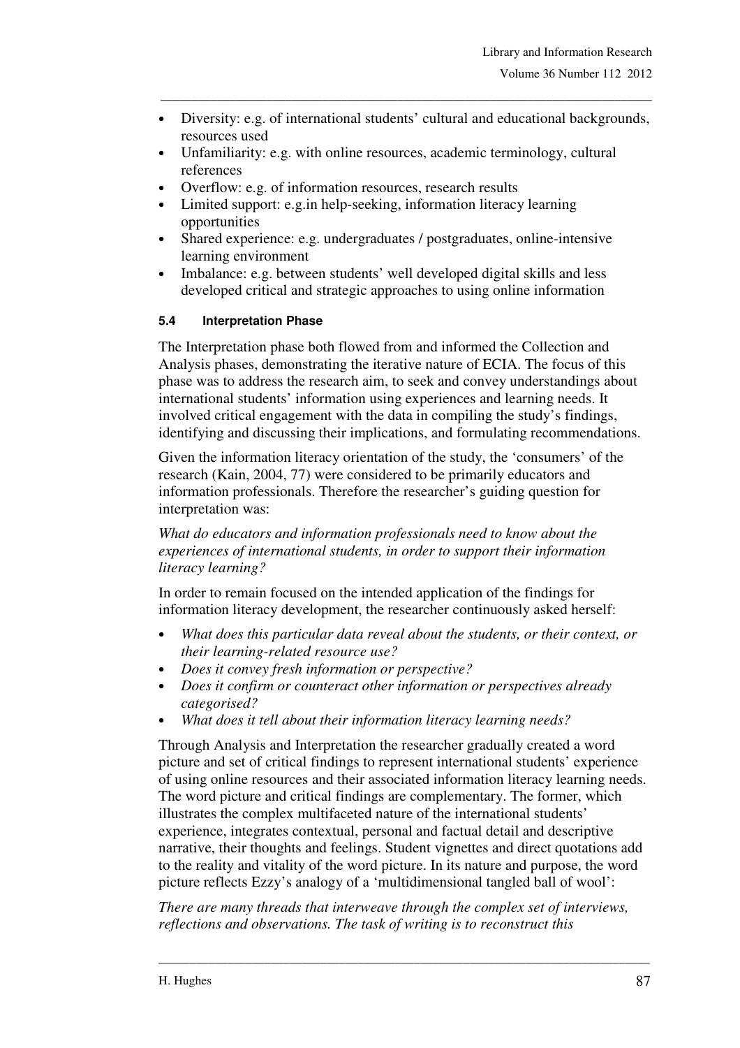- Diversity: e.g. of international students' cultural and educational backgrounds, resources used
- Unfamiliarity: e.g. with online resources, academic terminology, cultural references
- Overflow: e.g. of information resources, research results
- Limited support: e.g.in help-seeking, information literacy learning opportunities
- Shared experience: e.g. undergraduates / postgraduates, online-intensive learning environment
- Imbalance: e.g. between students' well developed digital skills and less developed critical and strategic approaches to using online information

#### 5.4 Interpretation Phase

The Interpretation phase both flowed from and informed the Collection and Analysis phases, demonstrating the iterative nature of ECIA. The focus of this phase was to address the research aim, to seek and convey understandings about international students' information using experiences and learning needs. It involved critical engagement with the data in compiling the study's findings, identifying and discussing their implications, and formulating recommendations.

Given the information literacy orientation of the study, the 'consumers' of the research (Kain, 2004, 77) were considered to be primarily educators and information professionals. Therefore the researcher's guiding question for interpretation was:

*What do educators and information professionals need to know about the experiences of international students, in order to support their information literacy learning?*

In order to remain focused on the intended application of the findings for information literacy development, the researcher continuously asked herself:

- *What does this particular data reveal about the students, or their context, or their learning-related resource use?*
- *Does it convey fresh information or perspective?*
- *Does it confirm or counteract other information or perspectives already categorised?*
- *What does it tell about their information literacy learning needs?*

Through Analysis and Interpretation the researcher gradually created a word picture and set of critical findings to represent international students' experience of using online resources and their associated information literacy learning needs. The word picture and critical findings are complementary. The former, which illustrates the complex multifaceted nature of the international students' experience, integrates contextual, personal and factual detail and descriptive narrative, their thoughts and feelings. Student vignettes and direct quotations add to the reality and vitality of the word picture. In its nature and purpose, the word picture reflects Ezzy's analogy of a 'multidimensional tangled ball of wool':

*There are many threads that interweave through the complex set of interviews, reflections and observations. The task of writing is to reconstruct this*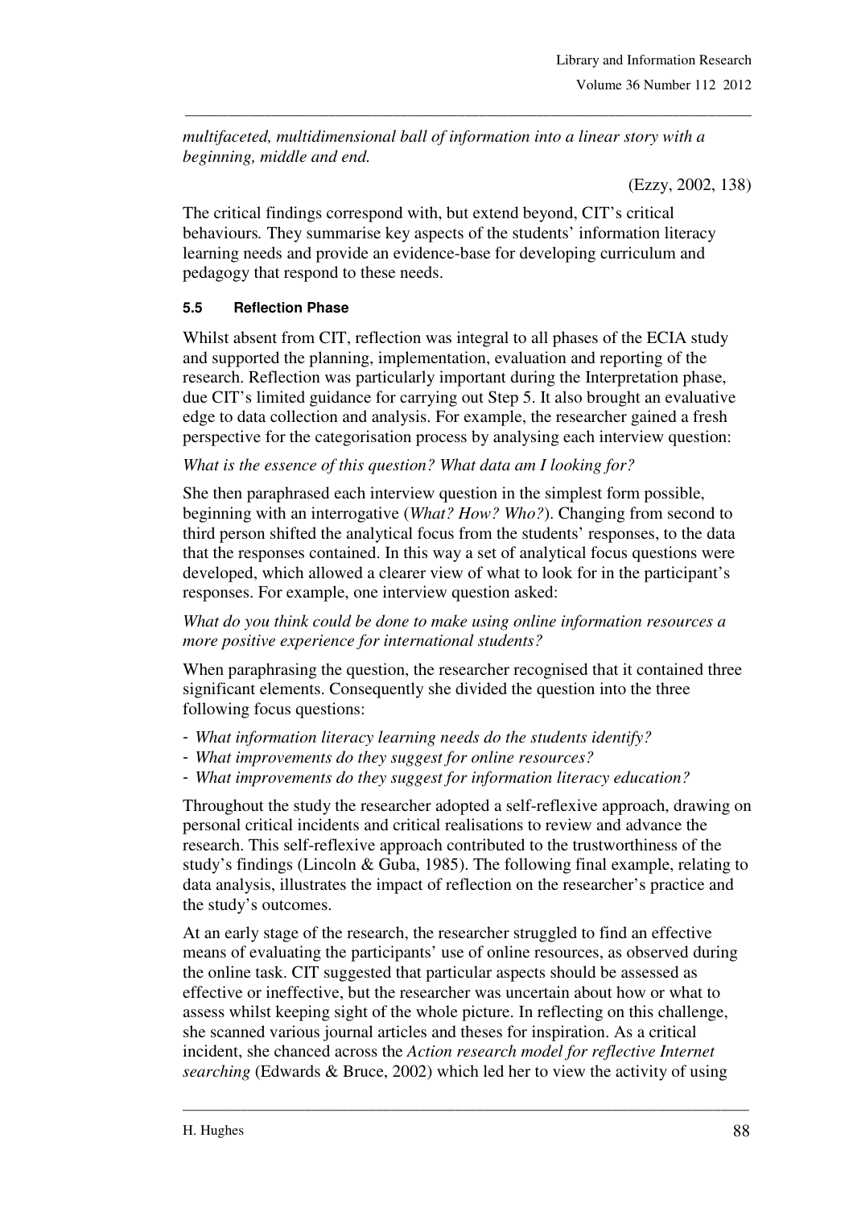*multifaceted, multidimensional ball of information into a linear story with a beginning, middle and end.*

(Ezzy, 2002, 138)

The critical findings correspond with, but extend beyond, CIT's critical behaviours. They summarise key aspects of the students' information literacy learning needs and provide an evidence-base for developing curriculum and pedagogy that respond to these needs.

### 5.5 Reflection Phase

Whilst absent from CIT, reflection was integral to all phases of the ECIA study and supported the planning, implementation, evaluation and reporting of the research. Reflection was particularly important during the Interpretation phase, due CIT's limited guidance for carrying out Step 5. It also brought an evaluative edge to data collection and analysis. For example, the researcher gained a fresh perspective for the categorisation process by analysing each interview question:

*What is the essence of this question? What data am I looking for?*

She then paraphrased each interview question in the simplest form possible, beginning with an interrogative (*What? How? Who?*). Changing from second to third person shifted the analytical focus from the students' responses, to the data that the responses contained. In this way a set of analytical focus questions were developed, which allowed a clearer view of what to look for in the participant's responses. For example, one interview question asked:

*What do you think could be done to make using online information resources a more positive experience for international students?*

When paraphrasing the question, the researcher recognised that it contained three significant elements. Consequently she divided the question into the three following focus questions:

- *What information literacy learning needs do the students identify?*
- *What improvements do they suggest for online resources?*
- *What improvements do they suggest for information literacy education?*

Throughout the study the researcher adopted a self-reflexive approach, drawing on personal critical incidents and critical realisations to review and advance the research. This self-reflexive approach contributed to the trustworthiness of the study's findings (Lincoln & Guba, 1985). The following final example, relating to data analysis, illustrates the impact of reflection on the researcher's practice and the study's outcomes.

At an early stage of the research, the researcher struggled to find an effective means of evaluating the participants' use of online resources, as observed during the online task. CIT suggested that particular aspects should be assessed as effective or ineffective, but the researcher was uncertain about how or what to assess whilst keeping sight of the whole picture. In reflecting on this challenge, she scanned various journal articles and theses for inspiration. As a critical incident, she chanced across the *Action research model for reflective Internet searching* (Edwards & Bruce, 2002) which led her to view the activity of using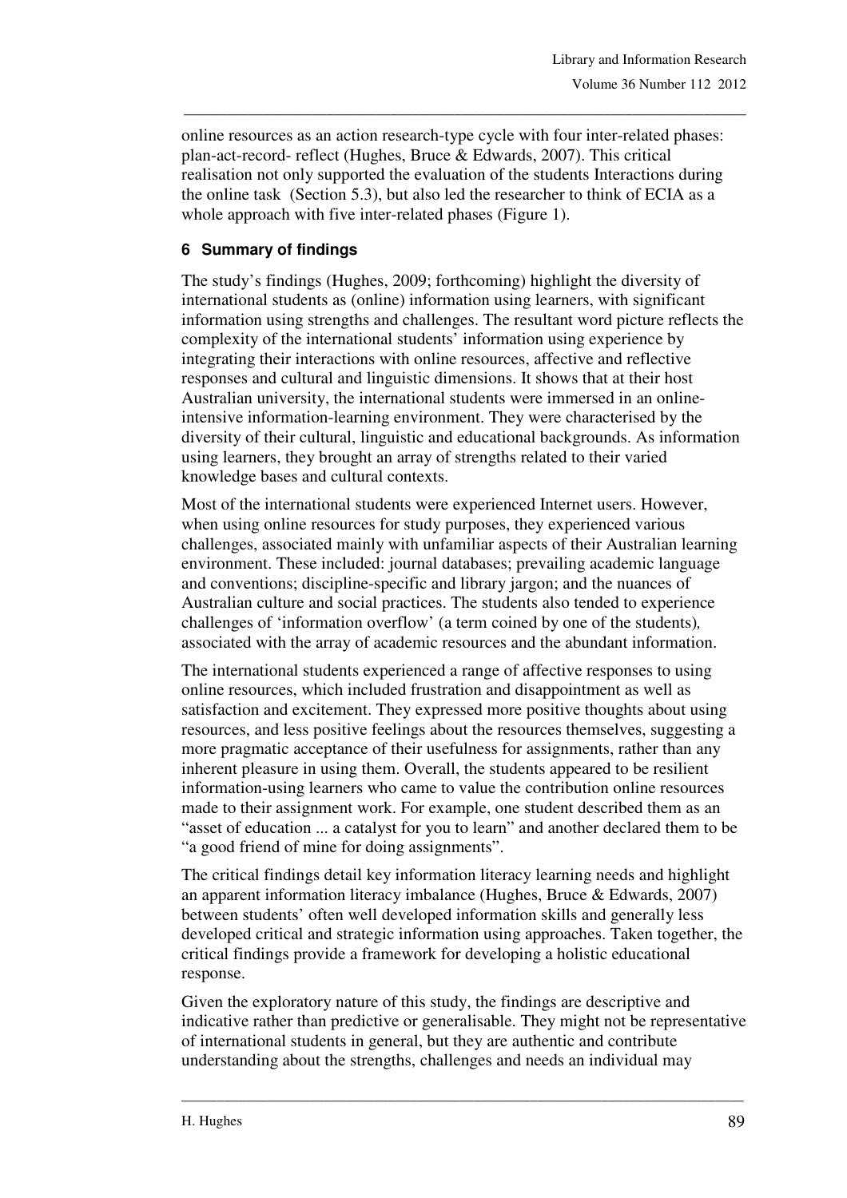online resources as an action research-type cycle with four inter-related phases: plan-act-record- reflect (Hughes, Bruce & Edwards, 2007). This critical realisation not only supported the evaluation of the students Interactions during the online task (Section 5.3), but also led the researcher to think of ECIA as a whole approach with five inter-related phases (Figure 1).

## 6 Summary of findings

The study's findings (Hughes, 2009; forthcoming) highlight the diversity of international students as (online) information using learners, with significant information using strengths and challenges. The resultant word picture reflects the complexity of the international students' information using experience by integrating their interactions with online resources, affective and reflective responses and cultural and linguistic dimensions. It shows that at their host Australian university, the international students were immersed in an online-intensive information-learning environment. They were characterised by the diversity of their cultural, linguistic and educational backgrounds. As information using learners, they brought an array of strengths related to their varied knowledge bases and cultural contexts.

Most of the international students were experienced Internet users. However, when using online resources for study purposes, they experienced various challenges, associated mainly with unfamiliar aspects of their Australian learning environment. These included: journal databases; prevailing academic language and conventions; discipline-specific and library jargon; and the nuances of Australian culture and social practices. The students also tended to experience challenges of 'information overflow' (a term coined by one of the students), associated with the array of academic resources and the abundant information.

The international students experienced a range of affective responses to using online resources, which included frustration and disappointment as well as satisfaction and excitement. They expressed more positive thoughts about using resources, and less positive feelings about the resources themselves, suggesting a more pragmatic acceptance of their usefulness for assignments, rather than any inherent pleasure in using them. Overall, the students appeared to be resilient information-using learners who came to value the contribution online resources made to their assignment work. For example, one student described them as an "asset of education ... a catalyst for you to learn" and another declared them to be "a good friend of mine for doing assignments".

The critical findings detail key information literacy learning needs and highlight an apparent information literacy imbalance (Hughes, Bruce & Edwards, 2007) between students' often well developed information skills and generally less developed critical and strategic information using approaches. Taken together, the critical findings provide a framework for developing a holistic educational response.

Given the exploratory nature of this study, the findings are descriptive and indicative rather than predictive or generalisable. They might not be representative of international students in general, but they are authentic and contribute understanding about the strengths, challenges and needs an individual may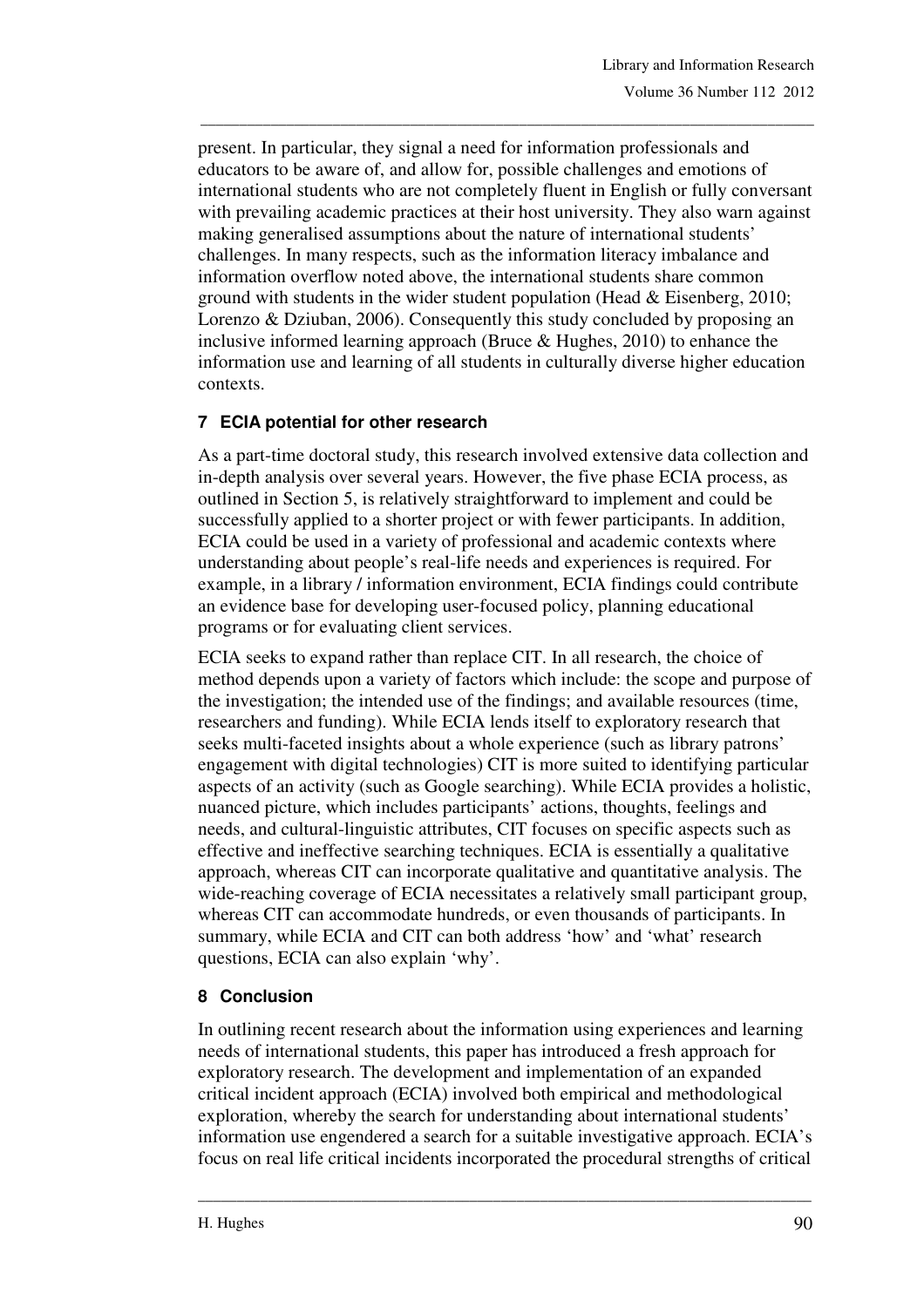present. In particular, they signal a need for information professionals and educators to be aware of, and allow for, possible challenges and emotions of international students who are not completely fluent in English or fully conversant with prevailing academic practices at their host university. They also warn against making generalised assumptions about the nature of international students' challenges. In many respects, such as the information literacy imbalance and information overflow noted above, the international students share common ground with students in the wider student population (Head & Eisenberg, 2010; Lorenzo & Dziuban, 2006). Consequently this study concluded by proposing an inclusive informed learning approach (Bruce & Hughes, 2010) to enhance the information use and learning of all students in culturally diverse higher education contexts.

## 7 ECIA potential for other research

As a part-time doctoral study, this research involved extensive data collection and in-depth analysis over several years. However, the five phase ECIA process, as outlined in Section 5, is relatively straightforward to implement and could be successfully applied to a shorter project or with fewer participants. In addition, ECIA could be used in a variety of professional and academic contexts where understanding about people's real-life needs and experiences is required. For example, in a library / information environment, ECIA findings could contribute an evidence base for developing user-focused policy, planning educational programs or for evaluating client services.

ECIA seeks to expand rather than replace CIT. In all research, the choice of method depends upon a variety of factors which include: the scope and purpose of the investigation; the intended use of the findings; and available resources (time, researchers and funding). While ECIA lends itself to exploratory research that seeks multi-faceted insights about a whole experience (such as library patrons' engagement with digital technologies) CIT is more suited to identifying particular aspects of an activity (such as Google searching). While ECIA provides a holistic, nuanced picture, which includes participants' actions, thoughts, feelings and needs, and cultural-linguistic attributes, CIT focuses on specific aspects such as effective and ineffective searching techniques. ECIA is essentially a qualitative approach, whereas CIT can incorporate qualitative and quantitative analysis. The wide-reaching coverage of ECIA necessitates a relatively small participant group, whereas CIT can accommodate hundreds, or even thousands of participants. In summary, while ECIA and CIT can both address 'how' and 'what' research questions, ECIA can also explain 'why'.

## 8 Conclusion

In outlining recent research about the information using experiences and learning needs of international students, this paper has introduced a fresh approach for exploratory research. The development and implementation of an expanded critical incident approach (ECIA) involved both empirical and methodological exploration, whereby the search for understanding about international students' information use engendered a search for a suitable investigative approach. ECIA's focus on real life critical incidents incorporated the procedural strengths of critical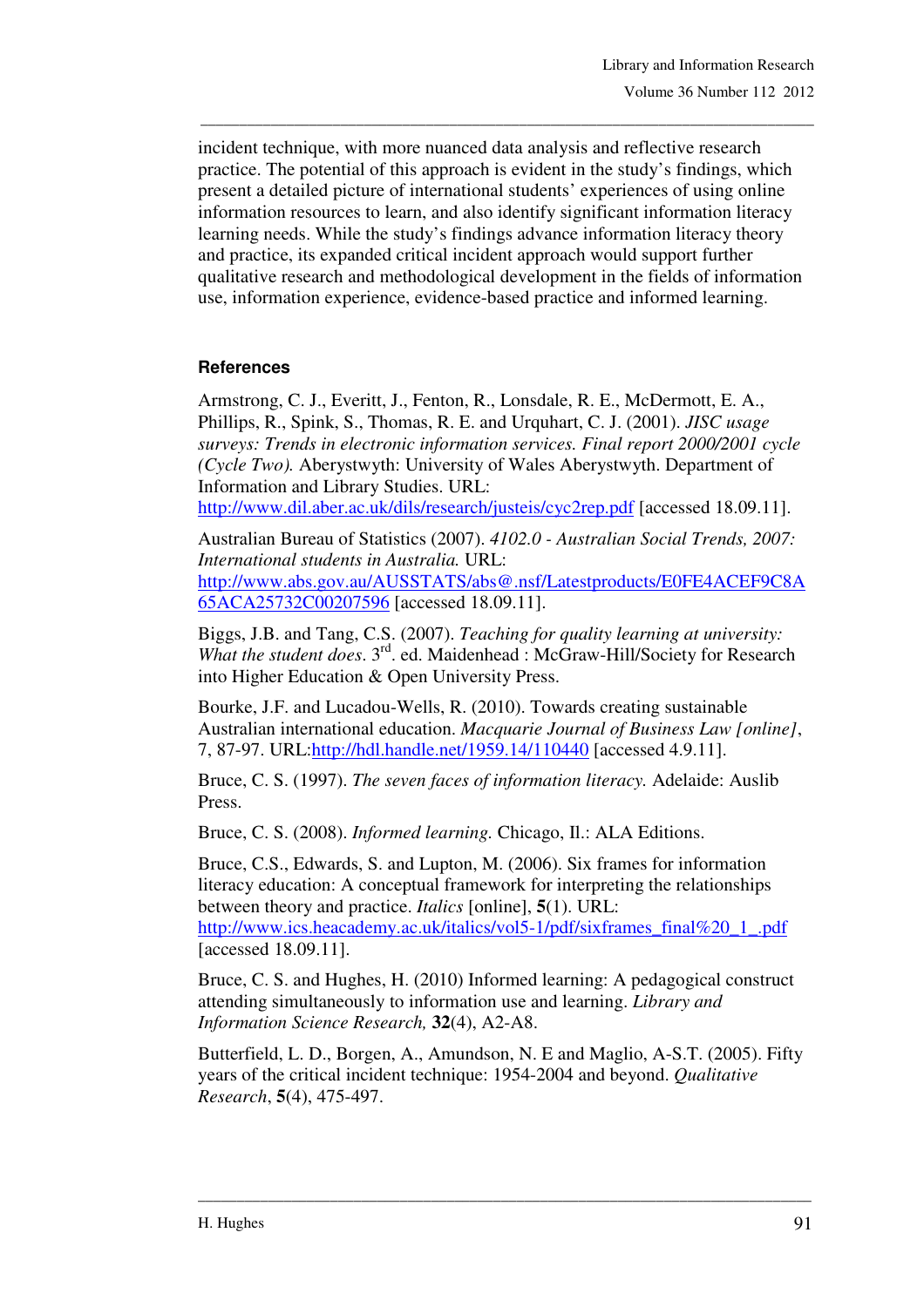incident technique, with more nuanced data analysis and reflective research practice. The potential of this approach is evident in the study's findings, which present a detailed picture of international students' experiences of using online information resources to learn, and also identify significant information literacy learning needs. While the study's findings advance information literacy theory and practice, its expanded critical incident approach would support further qualitative research and methodological development in the fields of information use, information experience, evidence-based practice and informed learning.

## References

Armstrong, C. J., Everitt, J., Fenton, R., Lonsdale, R. E., McDermott, E. A., Phillips, R., Spink, S., Thomas, R. E. and Urquhart, C. J. (2001). *JISC usage surveys: Trends in electronic information services. Final report 2000/2001 cycle (Cycle Two).* Aberystwyth: University of Wales Aberystwyth. Department of Information and Library Studies. URL: http://www.dil.aber.ac.uk/dils/research/justeis/cyc2rep.pdf [accessed 18.09.11].

Australian Bureau of Statistics (2007). *4102.0 - Australian Social Trends, 2007: International students in Australia.* URL: http://www.abs.gov.au/AUSSTATS/abs@.nsf/Latestproducts/E0FE4ACEF9C8A65ACA25732C00207596 [accessed 18.09.11].

Biggs, J.B. and Tang, C.S. (2007). *Teaching for quality learning at university: What the student does*. 3rd. ed. Maidenhead : McGraw-Hill/Society for Research into Higher Education & Open University Press.

Bourke, J.F. and Lucadou-Wells, R. (2010). Towards creating sustainable Australian international education. *Macquarie Journal of Business Law [online]*, 7, 87-97. URL:http://hdl.handle.net/1959.14/110440 [accessed 4.9.11].

Bruce, C. S. (1997). *The seven faces of information literacy.* Adelaide: Auslib Press.

Bruce, C. S. (2008). *Informed learning.* Chicago, Il.: ALA Editions.

Bruce, C.S., Edwards, S. and Lupton, M. (2006). Six frames for information literacy education: A conceptual framework for interpreting the relationships between theory and practice. *Italics* [online], **5**(1). URL: http://www.ics.heacademy.ac.uk/italics/vol5-1/pdf/sixframes_final%20_1_.pdf [accessed 18.09.11].

Bruce, C. S. and Hughes, H. (2010) Informed learning: A pedagogical construct attending simultaneously to information use and learning. *Library and Information Science Research,* **32**(4), A2-A8.

Butterfield, L. D., Borgen, A., Amundson, N. E and Maglio, A-S.T. (2005). Fifty years of the critical incident technique: 1954-2004 and beyond. *Qualitative Research*, **5**(4), 475-497.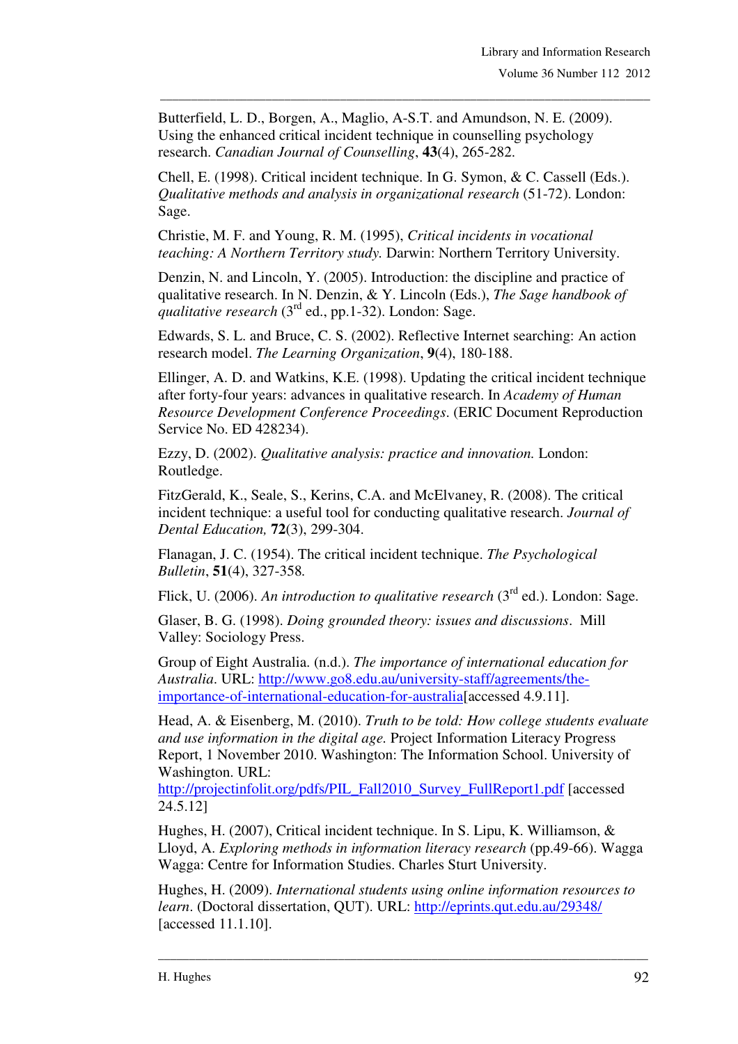Butterfield, L. D., Borgen, A., Maglio, A-S.T. and Amundson, N. E. (2009). Using the enhanced critical incident technique in counselling psychology research. *Canadian Journal of Counselling*, **43**(4), 265-282.

Chell, E. (1998). Critical incident technique. In G. Symon, & C. Cassell (Eds.). *Qualitative methods and analysis in organizational research* (51-72). London: Sage.

Christie, M. F. and Young, R. M. (1995), *Critical incidents in vocational teaching: A Northern Territory study.* Darwin: Northern Territory University.

Denzin, N. and Lincoln, Y. (2005). Introduction: the discipline and practice of qualitative research. In N. Denzin, & Y. Lincoln (Eds.), *The Sage handbook of qualitative research* (3rd ed., pp.1-32). London: Sage.

Edwards, S. L. and Bruce, C. S. (2002). Reflective Internet searching: An action research model. *The Learning Organization*, **9**(4), 180-188.

Ellinger, A. D. and Watkins, K.E. (1998). Updating the critical incident technique after forty-four years: advances in qualitative research. In *Academy of Human Resource Development Conference Proceedings*. (ERIC Document Reproduction Service No. ED 428234).

Ezzy, D. (2002). *Qualitative analysis: practice and innovation.* London: Routledge.

FitzGerald, K., Seale, S., Kerins, C.A. and McElvaney, R. (2008). The critical incident technique: a useful tool for conducting qualitative research. *Journal of Dental Education,* **72**(3), 299-304.

Flanagan, J. C. (1954). The critical incident technique. *The Psychological Bulletin*, **51**(4), 327-358.

Flick, U. (2006). *An introduction to qualitative research* (3rd ed.). London: Sage.

Glaser, B. G. (1998). *Doing grounded theory: issues and discussions*. Mill Valley: Sociology Press.

Group of Eight Australia. (n.d.). *The importance of international education for Australia*. URL: http://www.go8.edu.au/university-staff/agreements/the-importance-of-international-education-for-australia[accessed 4.9.11].

Head, A. & Eisenberg, M. (2010). *Truth to be told: How college students evaluate and use information in the digital age.* Project Information Literacy Progress Report, 1 November 2010. Washington: The Information School. University of Washington. URL: http://projectinfolit.org/pdfs/PIL_Fall2010_Survey_FullReport1.pdf [accessed 24.5.12]

Hughes, H. (2007), Critical incident technique. In S. Lipu, K. Williamson, & Lloyd, A. *Exploring methods in information literacy research* (pp.49-66). Wagga Wagga: Centre for Information Studies. Charles Sturt University.

Hughes, H. (2009). *International students using online information resources to learn*. (Doctoral dissertation, QUT). URL: http://eprints.qut.edu.au/29348/ [accessed 11.1.10].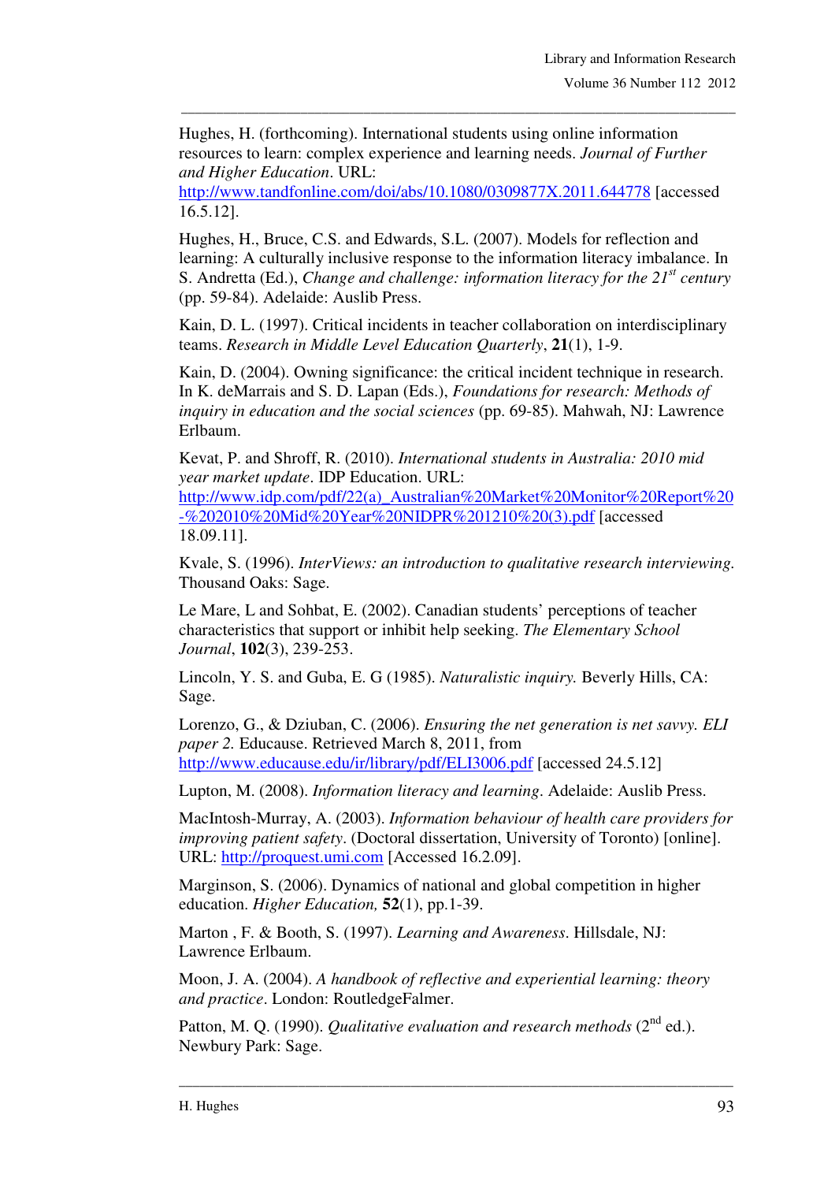Hughes, H. (forthcoming). International students using online information resources to learn: complex experience and learning needs. *Journal of Further and Higher Education*. URL: http://www.tandfonline.com/doi/abs/10.1080/0309877X.2011.644778 [accessed 16.5.12].

Hughes, H., Bruce, C.S. and Edwards, S.L. (2007). Models for reflection and learning: A culturally inclusive response to the information literacy imbalance. In S. Andretta (Ed.), *Change and challenge: information literacy for the 21st century* (pp. 59-84). Adelaide: Auslib Press.

Kain, D. L. (1997). Critical incidents in teacher collaboration on interdisciplinary teams. *Research in Middle Level Education Quarterly*, **21**(1), 1-9.

Kain, D. (2004). Owning significance: the critical incident technique in research. In K. deMarrais and S. D. Lapan (Eds.), *Foundations for research: Methods of inquiry in education and the social sciences* (pp. 69-85). Mahwah, NJ: Lawrence Erlbaum.

Kevat, P. and Shroff, R. (2010). *International students in Australia: 2010 mid year market update*. IDP Education. URL: http://www.idp.com/pdf/22(a)_Australian%20Market%20Monitor%20Report%20-%202010%20Mid%20Year%20NIDPR%201210%20(3).pdf [accessed 18.09.11].

Kvale, S. (1996). *InterViews: an introduction to qualitative research interviewing.* Thousand Oaks: Sage.

Le Mare, L and Sohbat, E. (2002). Canadian students' perceptions of teacher characteristics that support or inhibit help seeking. *The Elementary School Journal*, **102**(3), 239-253.

Lincoln, Y. S. and Guba, E. G (1985). *Naturalistic inquiry.* Beverly Hills, CA: Sage.

Lorenzo, G., & Dziuban, C. (2006). *Ensuring the net generation is net savvy. ELI paper 2.* Educause. Retrieved March 8, 2011, from http://www.educause.edu/ir/library/pdf/ELI3006.pdf [accessed 24.5.12]

Lupton, M. (2008). *Information literacy and learning*. Adelaide: Auslib Press.

MacIntosh-Murray, A. (2003). *Information behaviour of health care providers for improving patient safety*. (Doctoral dissertation, University of Toronto) [online]. URL: http://proquest.umi.com [Accessed 16.2.09].

Marginson, S. (2006). Dynamics of national and global competition in higher education. *Higher Education,* **52**(1), pp.1-39.

Marton , F. & Booth, S. (1997). *Learning and Awareness*. Hillsdale, NJ: Lawrence Erlbaum.

Moon, J. A. (2004). *A handbook of reflective and experiential learning: theory and practice*. London: RoutledgeFalmer.

Patton, M. Q. (1990). *Qualitative evaluation and research methods* (2nd ed.). Newbury Park: Sage.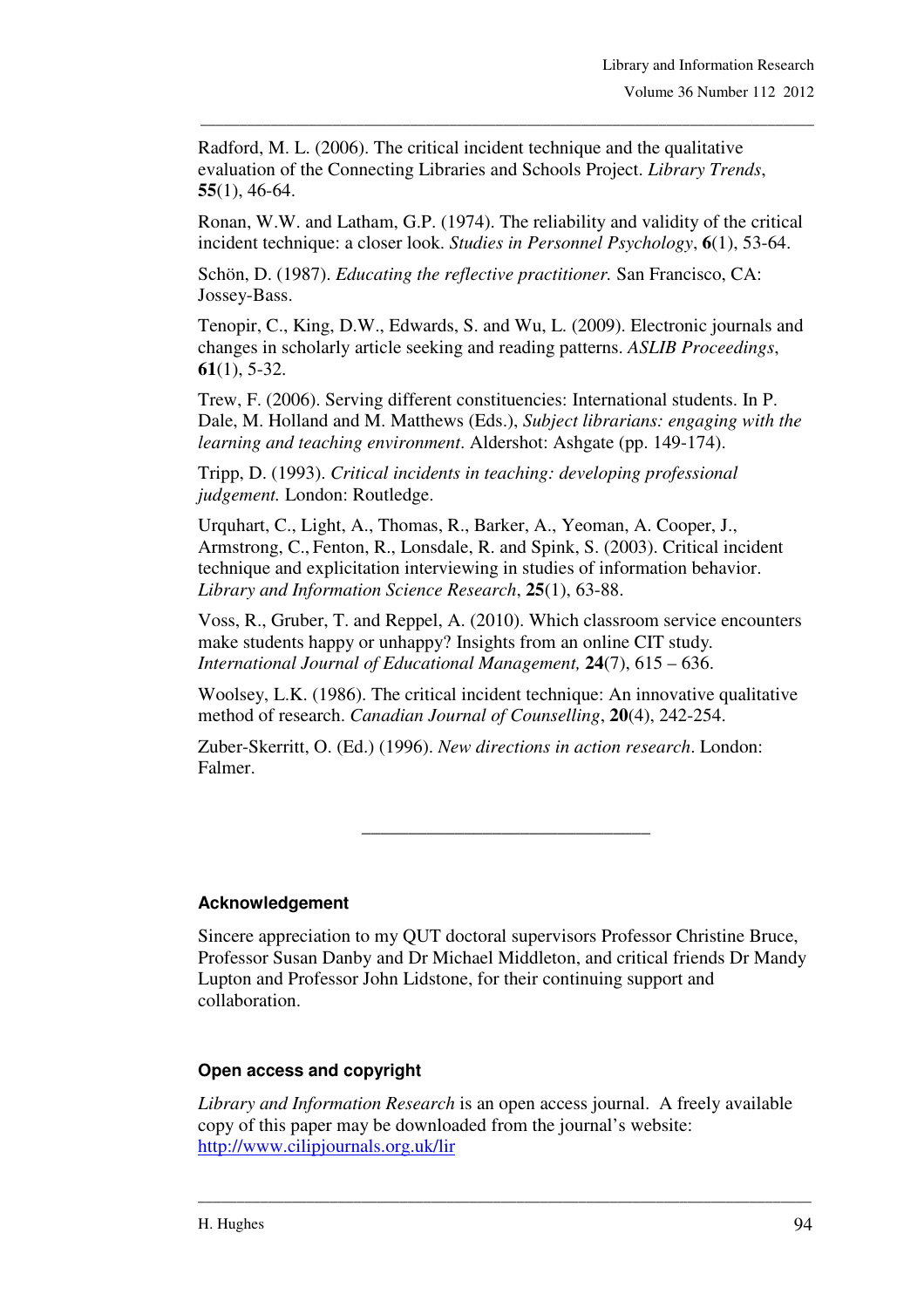Radford, M. L. (2006). The critical incident technique and the qualitative evaluation of the Connecting Libraries and Schools Project. *Library Trends*, **55**(1), 46-64.

Ronan, W.W. and Latham, G.P. (1974). The reliability and validity of the critical incident technique: a closer look. *Studies in Personnel Psychology*, **6**(1), 53-64.

Schön, D. (1987). *Educating the reflective practitioner.* San Francisco, CA: Jossey-Bass.

Tenopir, C., King, D.W., Edwards, S. and Wu, L. (2009). Electronic journals and changes in scholarly article seeking and reading patterns. *ASLIB Proceedings*, **61**(1), 5-32.

Trew, F. (2006). Serving different constituencies: International students. In P. Dale, M. Holland and M. Matthews (Eds.), *Subject librarians: engaging with the learning and teaching environment*. Aldershot: Ashgate (pp. 149-174).

Tripp, D. (1993). *Critical incidents in teaching: developing professional judgement.* London: Routledge.

Urquhart, C., Light, A., Thomas, R., Barker, A., Yeoman, A. Cooper, J., Armstrong, C., Fenton, R., Lonsdale, R. and Spink, S. (2003). Critical incident technique and explicitation interviewing in studies of information behavior. *Library and Information Science Research*, **25**(1), 63-88.

Voss, R., Gruber, T. and Reppel, A. (2010). Which classroom service encounters make students happy or unhappy? Insights from an online CIT study. *International Journal of Educational Management,* **24**(7), 615 – 636.

Woolsey, L.K. (1986). The critical incident technique: An innovative qualitative method of research. *Canadian Journal of Counselling*, **20**(4), 242-254.

Zuber-Skerritt, O. (Ed.) (1996). *New directions in action research*. London: Falmer.

---

### Acknowledgement

Sincere appreciation to my QUT doctoral supervisors Professor Christine Bruce, Professor Susan Danby and Dr Michael Middleton, and critical friends Dr Mandy Lupton and Professor John Lidstone, for their continuing support and collaboration.

### Open access and copyright

*Library and Information Research* is an open access journal. A freely available copy of this paper may be downloaded from the journal's website: http://www.cilipjournals.org.uk/lir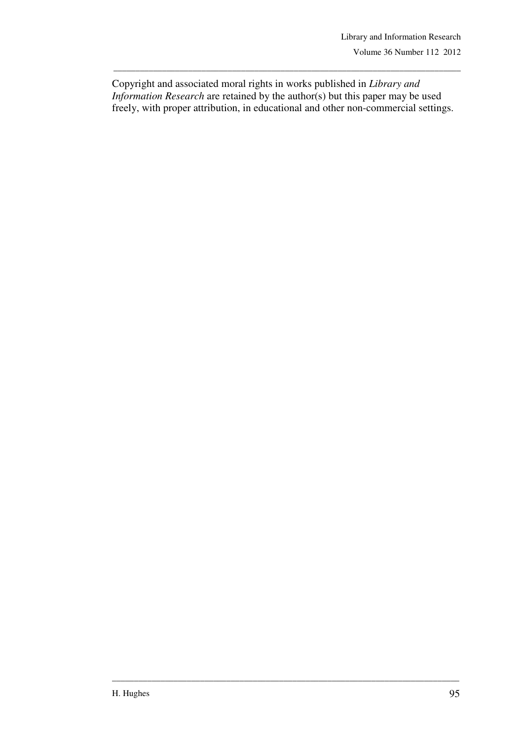Copyright and associated moral rights in works published in *Library and Information Research* are retained by the author(s) but this paper may be used freely, with proper attribution, in educational and other non-commercial settings.